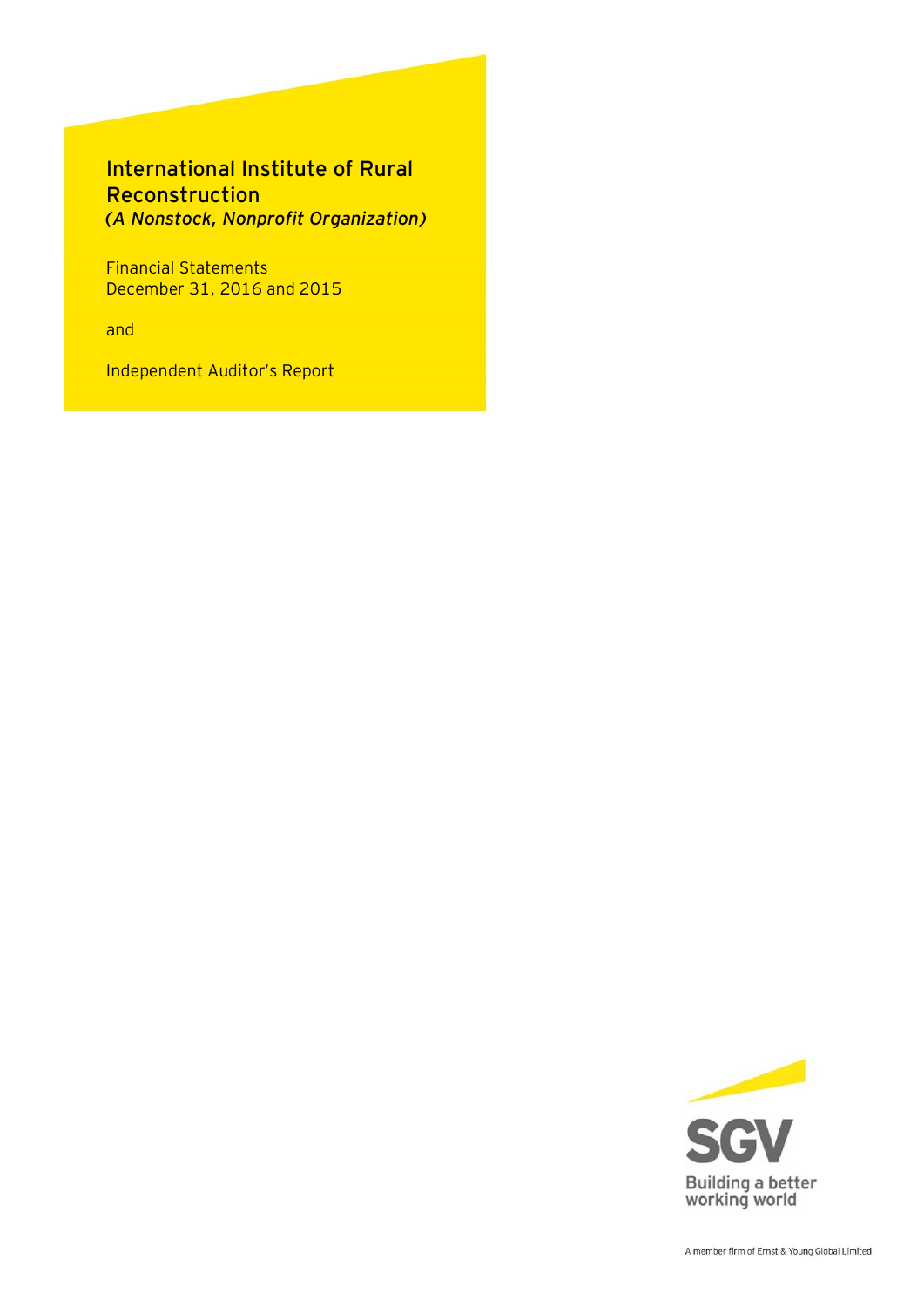# International Institute of Rural Reconstruction

*(A Nonstock, Nonprofit Organization)*

Financial Statements
December 31, 2016 and 2015

and

Independent Auditor's Report

SGV

Building a better working world

A member firm of Ernst & Young Global Limited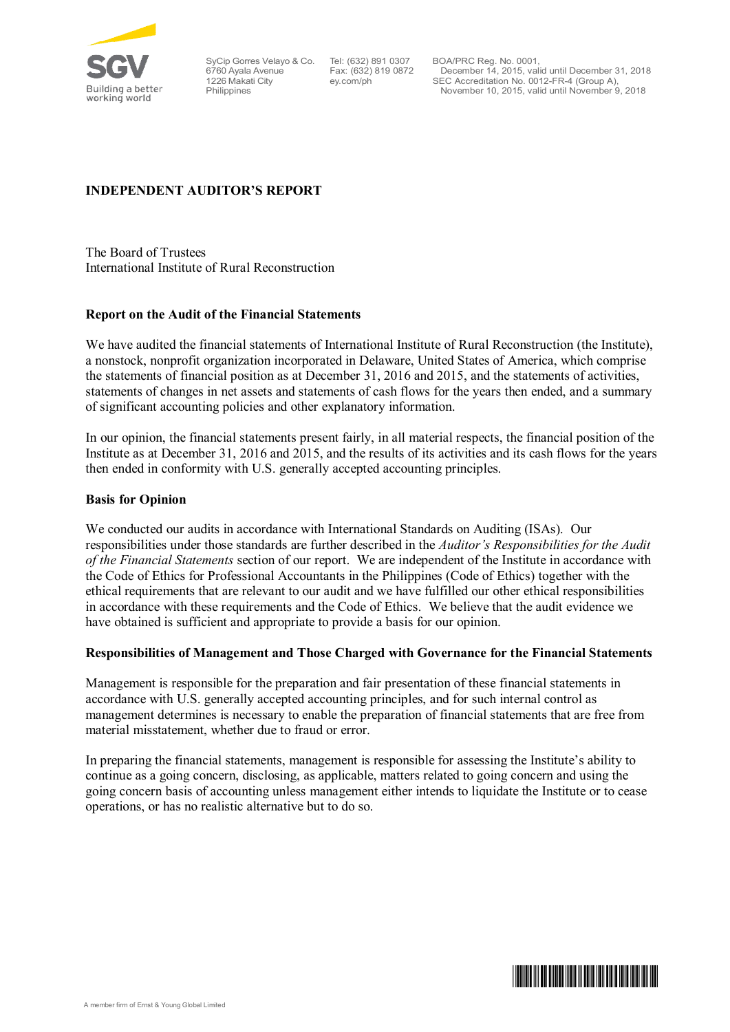## INDEPENDENT AUDITOR'S REPORT

The Board of Trustees
International Institute of Rural Reconstruction

### Report on the Audit of the Financial Statements

We have audited the financial statements of International Institute of Rural Reconstruction (the Institute), a nonstock, nonprofit organization incorporated in Delaware, United States of America, which comprise the statements of financial position as at December 31, 2016 and 2015, and the statements of activities, statements of changes in net assets and statements of cash flows for the years then ended, and a summary of significant accounting policies and other explanatory information.

In our opinion, the financial statements present fairly, in all material respects, the financial position of the Institute as at December 31, 2016 and 2015, and the results of its activities and its cash flows for the years then ended in conformity with U.S. generally accepted accounting principles.

### Basis for Opinion

We conducted our audits in accordance with International Standards on Auditing (ISAs). Our responsibilities under those standards are further described in the *Auditor's Responsibilities for the Audit of the Financial Statements* section of our report. We are independent of the Institute in accordance with the Code of Ethics for Professional Accountants in the Philippines (Code of Ethics) together with the ethical requirements that are relevant to our audit and we have fulfilled our other ethical responsibilities in accordance with these requirements and the Code of Ethics. We believe that the audit evidence we have obtained is sufficient and appropriate to provide a basis for our opinion.

### Responsibilities of Management and Those Charged with Governance for the Financial Statements

Management is responsible for the preparation and fair presentation of these financial statements in accordance with U.S. generally accepted accounting principles, and for such internal control as management determines is necessary to enable the preparation of financial statements that are free from material misstatement, whether due to fraud or error.

In preparing the financial statements, management is responsible for assessing the Institute's ability to continue as a going concern, disclosing, as applicable, matters related to going concern and using the going concern basis of accounting unless management either intends to liquidate the Institute or to cease operations, or has no realistic alternative but to do so.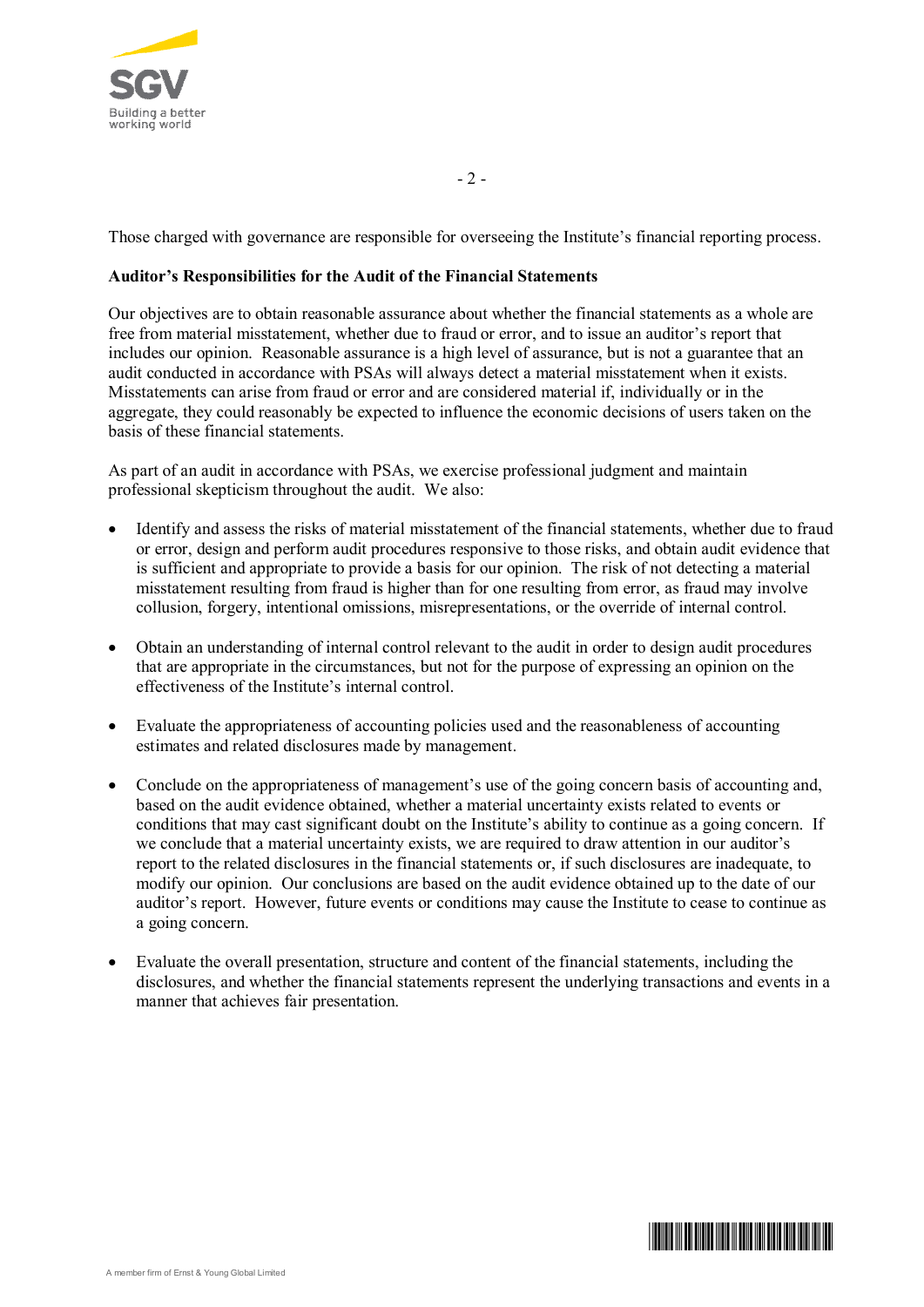Those charged with governance are responsible for overseeing the Institute's financial reporting process.

**Auditor's Responsibilities for the Audit of the Financial Statements**

Our objectives are to obtain reasonable assurance about whether the financial statements as a whole are free from material misstatement, whether due to fraud or error, and to issue an auditor's report that includes our opinion. Reasonable assurance is a high level of assurance, but is not a guarantee that an audit conducted in accordance with PSAs will always detect a material misstatement when it exists. Misstatements can arise from fraud or error and are considered material if, individually or in the aggregate, they could reasonably be expected to influence the economic decisions of users taken on the basis of these financial statements.

As part of an audit in accordance with PSAs, we exercise professional judgment and maintain professional skepticism throughout the audit. We also:

- Identify and assess the risks of material misstatement of the financial statements, whether due to fraud or error, design and perform audit procedures responsive to those risks, and obtain audit evidence that is sufficient and appropriate to provide a basis for our opinion. The risk of not detecting a material misstatement resulting from fraud is higher than for one resulting from error, as fraud may involve collusion, forgery, intentional omissions, misrepresentations, or the override of internal control.

- Obtain an understanding of internal control relevant to the audit in order to design audit procedures that are appropriate in the circumstances, but not for the purpose of expressing an opinion on the effectiveness of the Institute's internal control.

- Evaluate the appropriateness of accounting policies used and the reasonableness of accounting estimates and related disclosures made by management.

- Conclude on the appropriateness of management's use of the going concern basis of accounting and, based on the audit evidence obtained, whether a material uncertainty exists related to events or conditions that may cast significant doubt on the Institute's ability to continue as a going concern. If we conclude that a material uncertainty exists, we are required to draw attention in our auditor's report to the related disclosures in the financial statements or, if such disclosures are inadequate, to modify our opinion. Our conclusions are based on the audit evidence obtained up to the date of our auditor's report. However, future events or conditions may cause the Institute to cease to continue as a going concern.

- Evaluate the overall presentation, structure and content of the financial statements, including the disclosures, and whether the financial statements represent the underlying transactions and events in a manner that achieves fair presentation.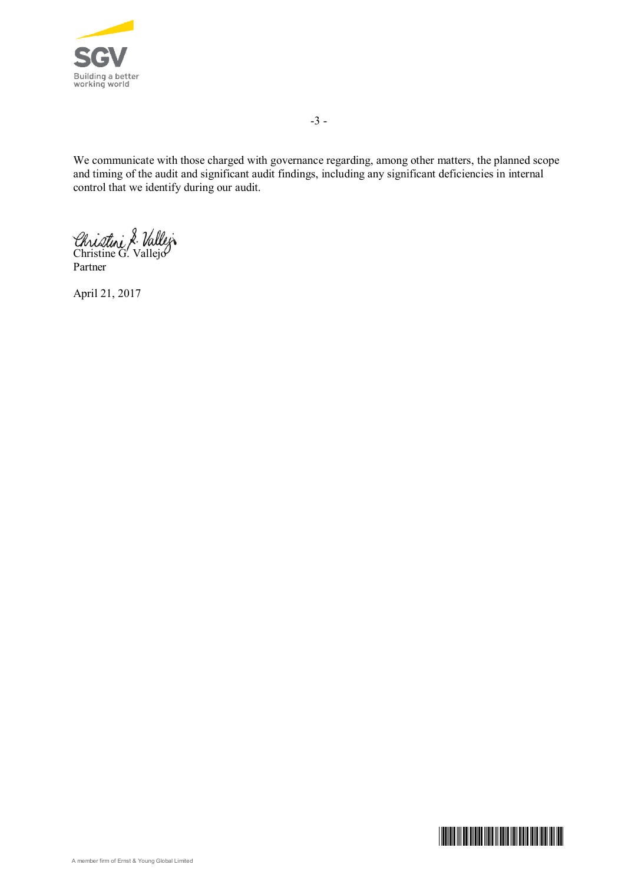We communicate with those charged with governance regarding, among other matters, the planned scope and timing of the audit and significant audit findings, including any significant deficiencies in internal control that we identify during our audit.

Christine G. Vallejo
Partner

April 21, 2017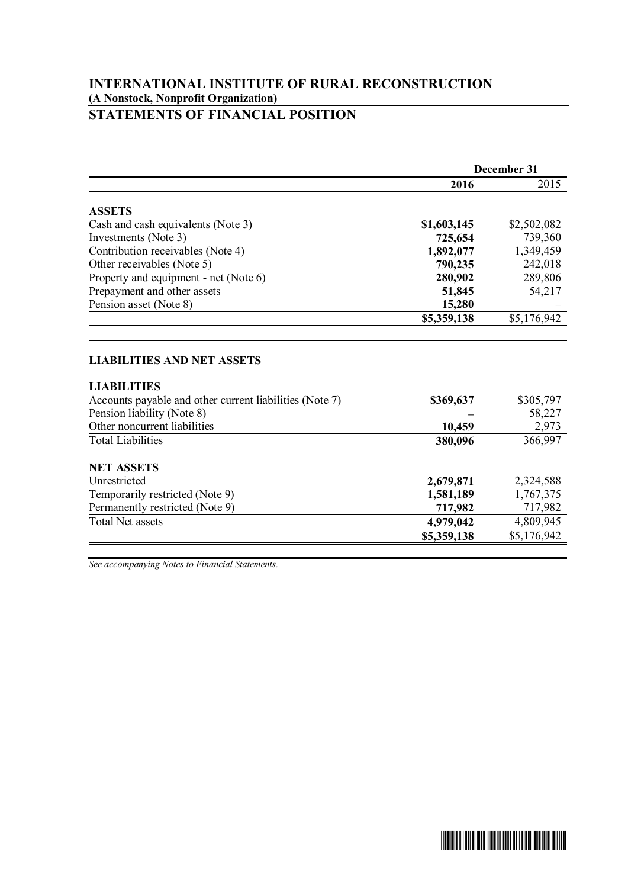# INTERNATIONAL INSTITUTE OF RURAL RECONSTRUCTION

**(A Nonstock, Nonprofit Organization)**

## STATEMENTS OF FINANCIAL POSITION

| | December 31 | |
|---|---|---|
| | **2016** | 2015 |
| **ASSETS** | | |
| Cash and cash equivalents (Note 3) | **$1,603,145** | $2,502,082 |
| Investments (Note 3) | **725,654** | 739,360 |
| Contribution receivables (Note 4) | **1,892,077** | 1,349,459 |
| Other receivables (Note 5) | **790,235** | 242,018 |
| Property and equipment - net (Note 6) | **280,902** | 289,806 |
| Prepayment and other assets | **51,845** | 54,217 |
| Pension asset (Note 8) | **15,280** | – |
| | **$5,359,138** | $5,176,942 |
| **LIABILITIES AND NET ASSETS** | | |
| **LIABILITIES** | | |
| Accounts payable and other current liabilities (Note 7) | **$369,637** | $305,797 |
| Pension liability (Note 8) | **–** | 58,227 |
| Other noncurrent liabilities | **10,459** | 2,973 |
| Total Liabilities | **380,096** | 366,997 |
| **NET ASSETS** | | |
| Unrestricted | **2,679,871** | 2,324,588 |
| Temporarily restricted (Note 9) | **1,581,189** | 1,767,375 |
| Permanently restricted (Note 9) | **717,982** | 717,982 |
| Total Net assets | **4,979,042** | 4,809,945 |
| | **$5,359,138** | $5,176,942 |

*See accompanying Notes to Financial Statements.*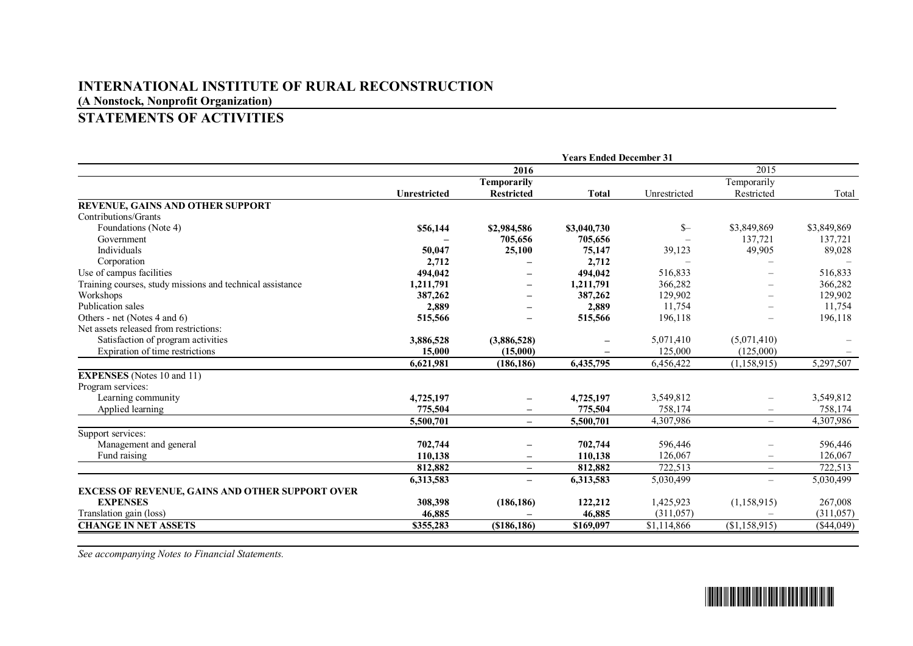# INTERNATIONAL INSTITUTE OF RURAL RECONSTRUCTION

**(A Nonstock, Nonprofit Organization)**

## STATEMENTS OF ACTIVITIES

| | Years Ended December 31 | | | | | |
|---|---|---|---|---|---|---|
| | **2016** | | | 2015 | | |
| | **Unrestricted** | **Temporarily Restricted** | **Total** | Unrestricted | Temporarily Restricted | Total |
| **REVENUE, GAINS AND OTHER SUPPORT** | | | | | | |
| Contributions/Grants | | | | | | |
| Foundations (Note 4) | **$56,144** | **$2,984,586** | **$3,040,730** | $– | $3,849,869 | $3,849,869 |
| Government | **–** | **705,656** | **705,656** | – | 137,721 | 137,721 |
| Individuals | **50,047** | **25,100** | **75,147** | 39,123 | 49,905 | 89,028 |
| Corporation | **2,712** | **–** | **2,712** | – | – | – |
| Use of campus facilities | **494,042** | **–** | **494,042** | 516,833 | – | 516,833 |
| Training courses, study missions and technical assistance | **1,211,791** | **–** | **1,211,791** | 366,282 | – | 366,282 |
| Workshops | **387,262** | **–** | **387,262** | 129,902 | – | 129,902 |
| Publication sales | **2,889** | **–** | **2,889** | 11,754 | – | 11,754 |
| Others - net (Notes 4 and 6) | **515,566** | **–** | **515,566** | 196,118 | – | 196,118 |
| Net assets released from restrictions: | | | | | | |
| Satisfaction of program activities | **3,886,528** | **(3,886,528)** | **–** | 5,071,410 | (5,071,410) | – |
| Expiration of time restrictions | **15,000** | **(15,000)** | **–** | 125,000 | (125,000) | – |
| | **6,621,981** | **(186,186)** | **6,435,795** | 6,456,422 | (1,158,915) | 5,297,507 |
| **EXPENSES** (Notes 10 and 11) | | | | | | |
| Program services: | | | | | | |
| Learning community | **4,725,197** | **–** | **4,725,197** | 3,549,812 | – | 3,549,812 |
| Applied learning | **775,504** | **–** | **775,504** | 758,174 | – | 758,174 |
| | **5,500,701** | **–** | **5,500,701** | 4,307,986 | – | 4,307,986 |
| Support services: | | | | | | |
| Management and general | **702,744** | **–** | **702,744** | 596,446 | – | 596,446 |
| Fund raising | **110,138** | **–** | **110,138** | 126,067 | – | 126,067 |
| | **812,882** | **–** | **812,882** | 722,513 | – | 722,513 |
| | **6,313,583** | **–** | **6,313,583** | 5,030,499 | – | 5,030,499 |
| **EXCESS OF REVENUE, GAINS AND OTHER SUPPORT OVER EXPENSES** | **308,398** | **(186,186)** | **122,212** | 1,425,923 | (1,158,915) | 267,008 |
| Translation gain (loss) | **46,885** | **–** | **46,885** | (311,057) | – | (311,057) |
| **CHANGE IN NET ASSETS** | **$355,283** | **($186,186)** | **$169,097** | $1,114,866 | ($1,158,915) | ($44,049) |

*See accompanying Notes to Financial Statements.*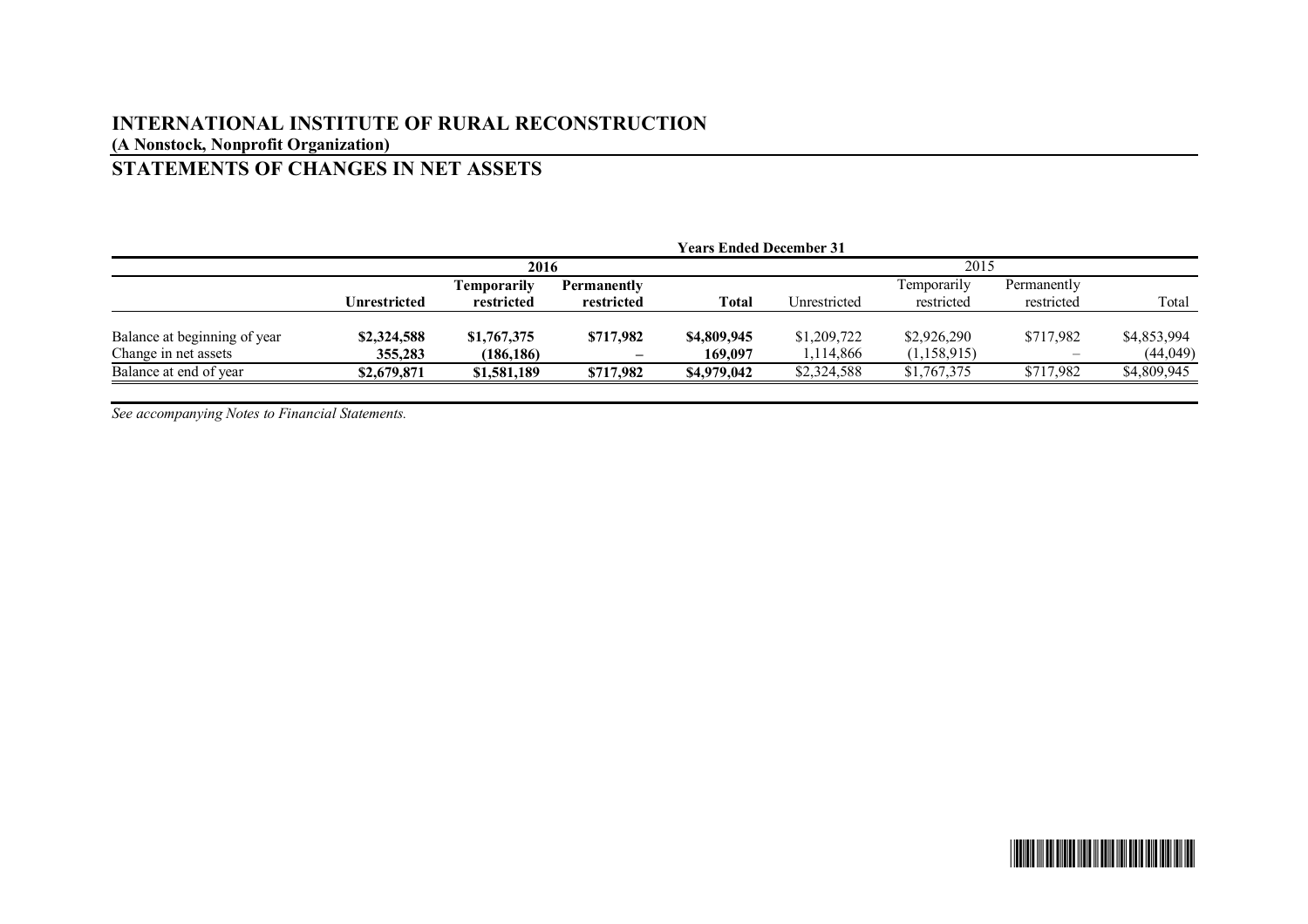# INTERNATIONAL INSTITUTE OF RURAL RECONSTRUCTION

**(A Nonstock, Nonprofit Organization)**

## STATEMENTS OF CHANGES IN NET ASSETS

| | Years Ended December 31 | | | | | | | |
|---|---|---|---|---|---|---|---|---|
| | 2016 | | | | 2015 | | | |
| | **Unrestricted** | **Temporarily restricted** | **Permanently restricted** | **Total** | Unrestricted | Temporarily restricted | Permanently restricted | Total |
| Balance at beginning of year | **\$2,324,588** | **\$1,767,375** | **\$717,982** | **\$4,809,945** | \$1,209,722 | \$2,926,290 | \$717,982 | \$4,853,994 |
| Change in net assets | **355,283** | **(186,186)** | **–** | **169,097** | 1,114,866 | (1,158,915) | – | (44,049) |
| Balance at end of year | **\$2,679,871** | **\$1,581,189** | **\$717,982** | **\$4,979,042** | \$2,324,588 | \$1,767,375 | \$717,982 | \$4,809,945 |

*See accompanying Notes to Financial Statements.*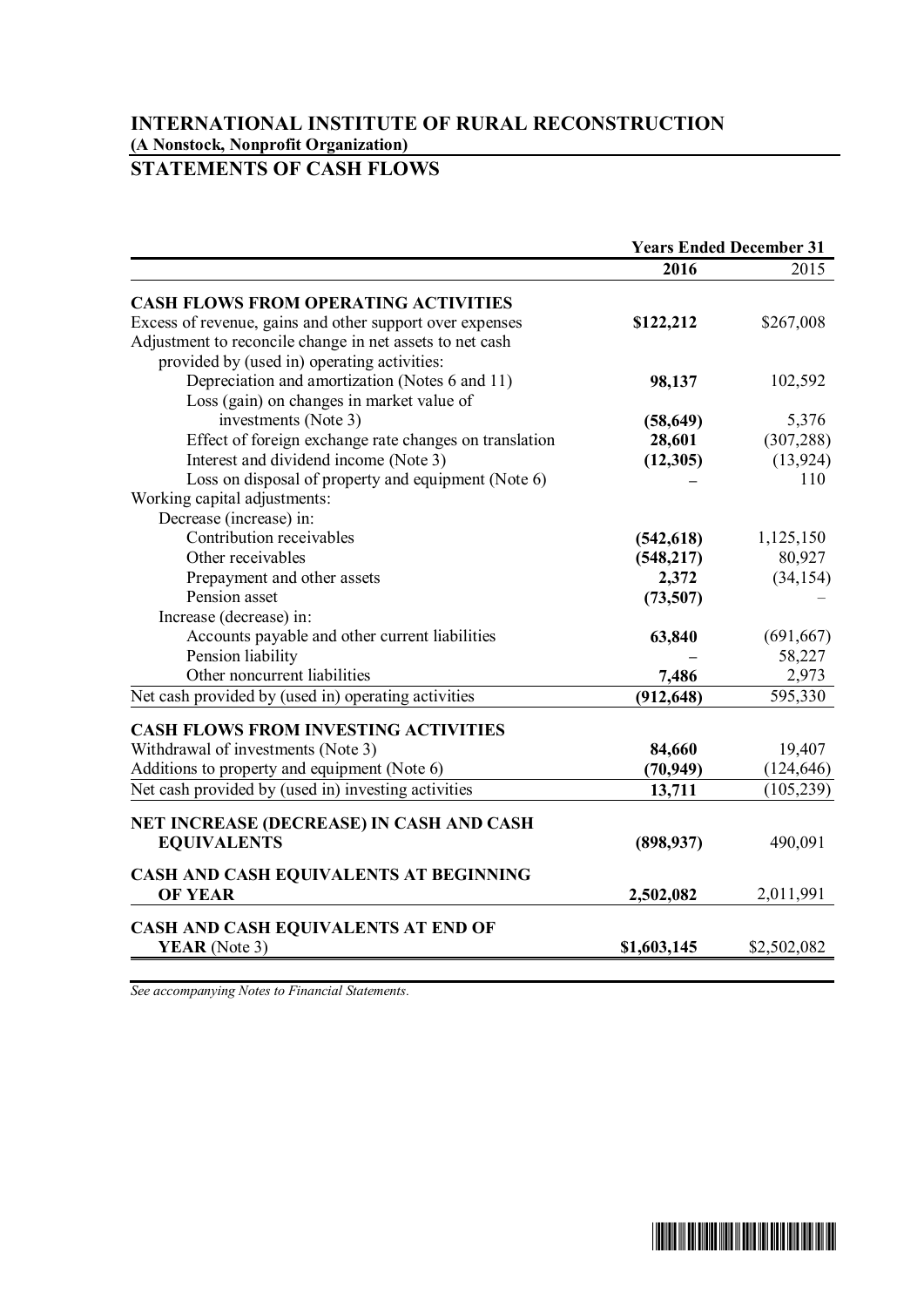# INTERNATIONAL INSTITUTE OF RURAL RECONSTRUCTION

**(A Nonstock, Nonprofit Organization)**

## STATEMENTS OF CASH FLOWS

| | Years Ended December 31 | |
|---|---|---|
| | **2016** | 2015 |
| **CASH FLOWS FROM OPERATING ACTIVITIES** | | |
| Excess of revenue, gains and other support over expenses | **$122,212** | $267,008 |
| Adjustment to reconcile change in net assets to net cash provided by (used in) operating activities: | | |
| Depreciation and amortization (Notes 6 and 11) | **98,137** | 102,592 |
| Loss (gain) on changes in market value of investments (Note 3) | **(58,649)** | 5,376 |
| Effect of foreign exchange rate changes on translation | **28,601** | (307,288) |
| Interest and dividend income (Note 3) | **(12,305)** | (13,924) |
| Loss on disposal of property and equipment (Note 6) | **–** | 110 |
| Working capital adjustments: | | |
| Decrease (increase) in: | | |
| Contribution receivables | **(542,618)** | 1,125,150 |
| Other receivables | **(548,217)** | 80,927 |
| Prepayment and other assets | **2,372** | (34,154) |
| Pension asset | **(73,507)** | – |
| Increase (decrease) in: | | |
| Accounts payable and other current liabilities | **63,840** | (691,667) |
| Pension liability | **–** | 58,227 |
| Other noncurrent liabilities | **7,486** | 2,973 |
| Net cash provided by (used in) operating activities | **(912,648)** | 595,330 |
| **CASH FLOWS FROM INVESTING ACTIVITIES** | | |
| Withdrawal of investments (Note 3) | **84,660** | 19,407 |
| Additions to property and equipment (Note 6) | **(70,949)** | (124,646) |
| Net cash provided by (used in) investing activities | **13,711** | (105,239) |
| **NET INCREASE (DECREASE) IN CASH AND CASH EQUIVALENTS** | **(898,937)** | 490,091 |
| **CASH AND CASH EQUIVALENTS AT BEGINNING OF YEAR** | **2,502,082** | 2,011,991 |
| **CASH AND CASH EQUIVALENTS AT END OF YEAR** (Note 3) | **$1,603,145** | $2,502,082 |

*See accompanying Notes to Financial Statements.*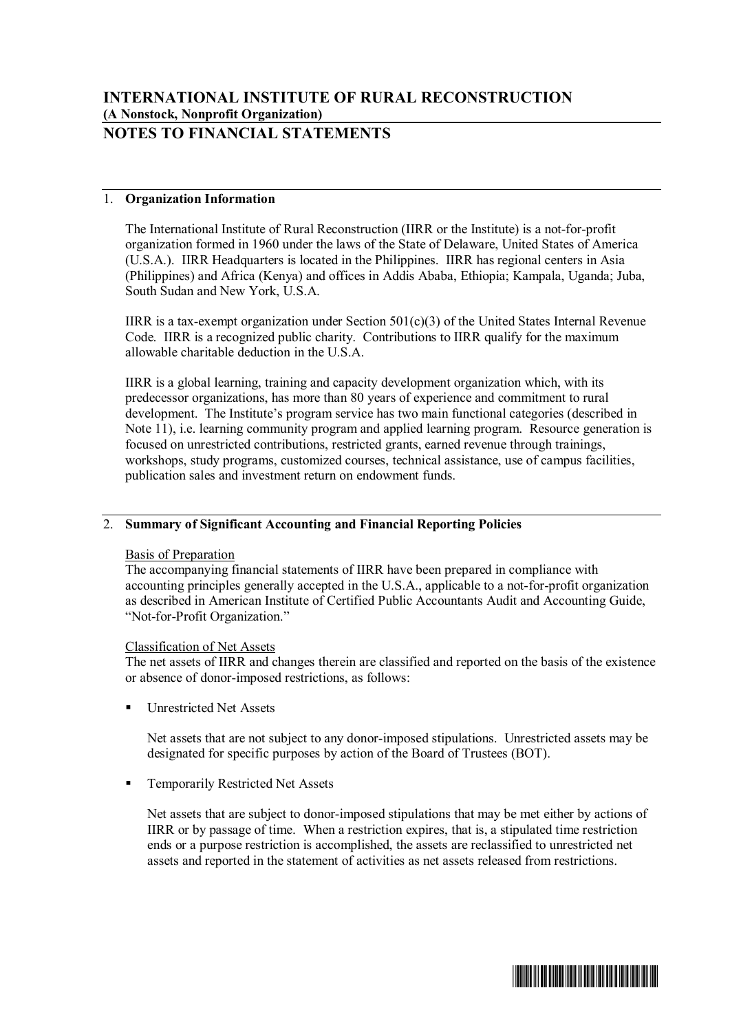# INTERNATIONAL INSTITUTE OF RURAL RECONSTRUCTION
**(A Nonstock, Nonprofit Organization)**

## NOTES TO FINANCIAL STATEMENTS

### 1. Organization Information

The International Institute of Rural Reconstruction (IIRR or the Institute) is a not-for-profit organization formed in 1960 under the laws of the State of Delaware, United States of America (U.S.A.). IIRR Headquarters is located in the Philippines. IIRR has regional centers in Asia (Philippines) and Africa (Kenya) and offices in Addis Ababa, Ethiopia; Kampala, Uganda; Juba, South Sudan and New York, U.S.A.

IIRR is a tax-exempt organization under Section 501(c)(3) of the United States Internal Revenue Code. IIRR is a recognized public charity. Contributions to IIRR qualify for the maximum allowable charitable deduction in the U.S.A.

IIRR is a global learning, training and capacity development organization which, with its predecessor organizations, has more than 80 years of experience and commitment to rural development. The Institute's program service has two main functional categories (described in Note 11), i.e. learning community program and applied learning program. Resource generation is focused on unrestricted contributions, restricted grants, earned revenue through trainings, workshops, study programs, customized courses, technical assistance, use of campus facilities, publication sales and investment return on endowment funds.

### 2. Summary of Significant Accounting and Financial Reporting Policies

Basis of Preparation

The accompanying financial statements of IIRR have been prepared in compliance with accounting principles generally accepted in the U.S.A., applicable to a not-for-profit organization as described in American Institute of Certified Public Accountants Audit and Accounting Guide, "Not-for-Profit Organization."

Classification of Net Assets

The net assets of IIRR and changes therein are classified and reported on the basis of the existence or absence of donor-imposed restrictions, as follows:

- Unrestricted Net Assets

  Net assets that are not subject to any donor-imposed stipulations. Unrestricted assets may be designated for specific purposes by action of the Board of Trustees (BOT).

- Temporarily Restricted Net Assets

  Net assets that are subject to donor-imposed stipulations that may be met either by actions of IIRR or by passage of time. When a restriction expires, that is, a stipulated time restriction ends or a purpose restriction is accomplished, the assets are reclassified to unrestricted net assets and reported in the statement of activities as net assets released from restrictions.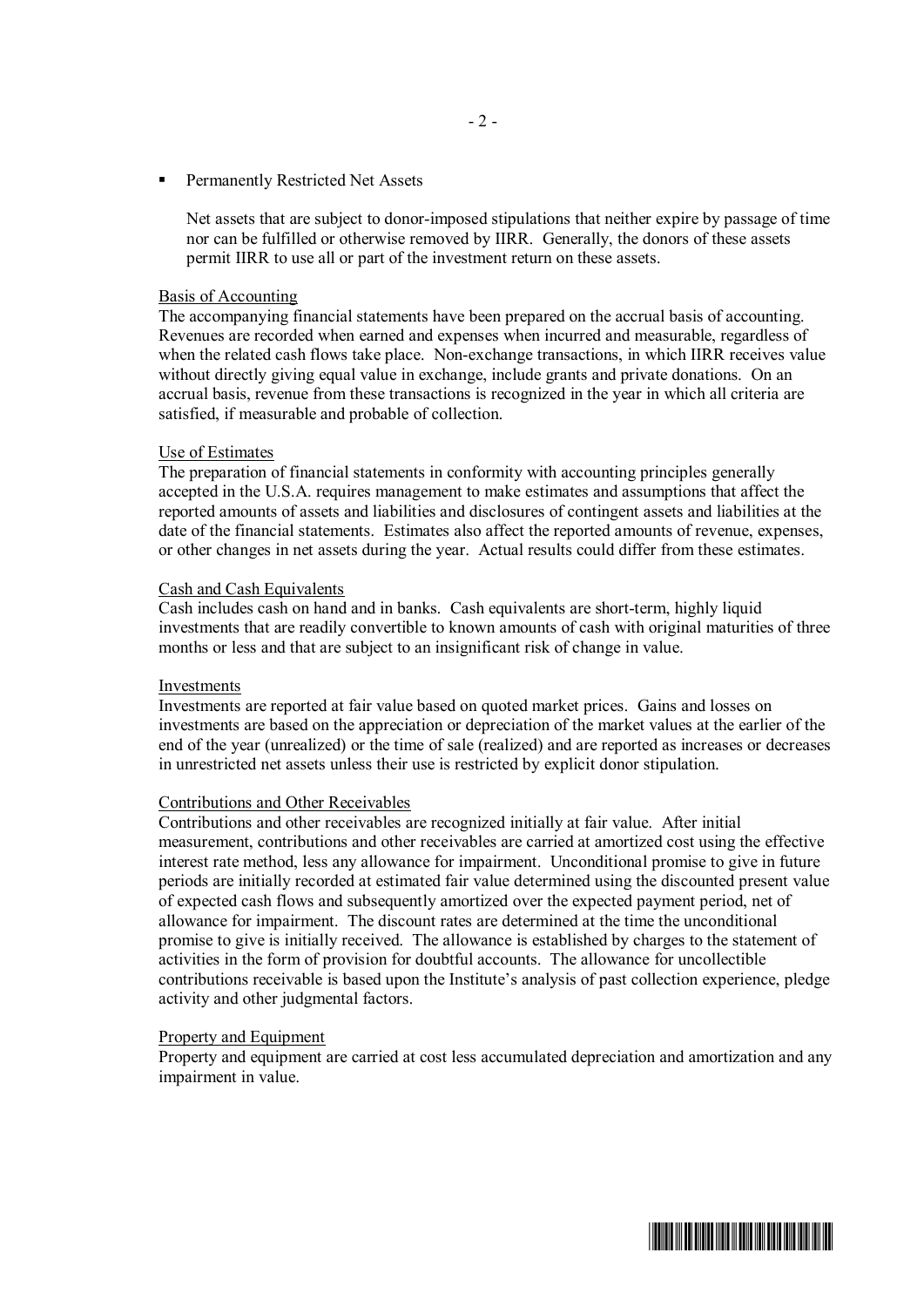- Permanently Restricted Net Assets

  Net assets that are subject to donor-imposed stipulations that neither expire by passage of time nor can be fulfilled or otherwise removed by IIRR. Generally, the donors of these assets permit IIRR to use all or part of the investment return on these assets.

Basis of Accounting

The accompanying financial statements have been prepared on the accrual basis of accounting. Revenues are recorded when earned and expenses when incurred and measurable, regardless of when the related cash flows take place. Non-exchange transactions, in which IIRR receives value without directly giving equal value in exchange, include grants and private donations. On an accrual basis, revenue from these transactions is recognized in the year in which all criteria are satisfied, if measurable and probable of collection.

Use of Estimates

The preparation of financial statements in conformity with accounting principles generally accepted in the U.S.A. requires management to make estimates and assumptions that affect the reported amounts of assets and liabilities and disclosures of contingent assets and liabilities at the date of the financial statements. Estimates also affect the reported amounts of revenue, expenses, or other changes in net assets during the year. Actual results could differ from these estimates.

Cash and Cash Equivalents

Cash includes cash on hand and in banks. Cash equivalents are short-term, highly liquid investments that are readily convertible to known amounts of cash with original maturities of three months or less and that are subject to an insignificant risk of change in value.

Investments

Investments are reported at fair value based on quoted market prices. Gains and losses on investments are based on the appreciation or depreciation of the market values at the earlier of the end of the year (unrealized) or the time of sale (realized) and are reported as increases or decreases in unrestricted net assets unless their use is restricted by explicit donor stipulation.

Contributions and Other Receivables

Contributions and other receivables are recognized initially at fair value. After initial measurement, contributions and other receivables are carried at amortized cost using the effective interest rate method, less any allowance for impairment. Unconditional promise to give in future periods are initially recorded at estimated fair value determined using the discounted present value of expected cash flows and subsequently amortized over the expected payment period, net of allowance for impairment. The discount rates are determined at the time the unconditional promise to give is initially received. The allowance is established by charges to the statement of activities in the form of provision for doubtful accounts. The allowance for uncollectible contributions receivable is based upon the Institute's analysis of past collection experience, pledge activity and other judgmental factors.

Property and Equipment

Property and equipment are carried at cost less accumulated depreciation and amortization and any impairment in value.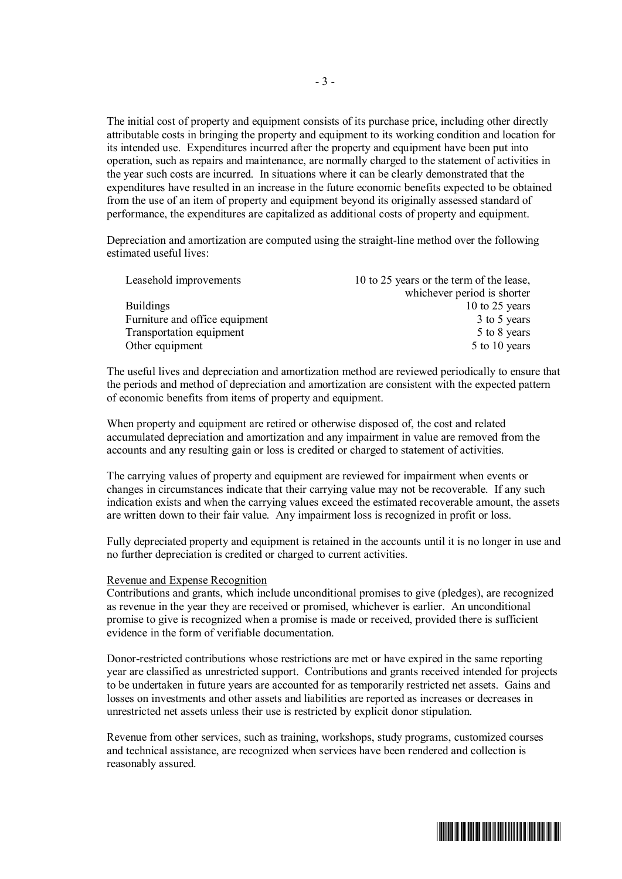The initial cost of property and equipment consists of its purchase price, including other directly attributable costs in bringing the property and equipment to its working condition and location for its intended use. Expenditures incurred after the property and equipment have been put into operation, such as repairs and maintenance, are normally charged to the statement of activities in the year such costs are incurred. In situations where it can be clearly demonstrated that the expenditures have resulted in an increase in the future economic benefits expected to be obtained from the use of an item of property and equipment beyond its originally assessed standard of performance, the expenditures are capitalized as additional costs of property and equipment.

Depreciation and amortization are computed using the straight-line method over the following estimated useful lives:

| | |
|---|---|
| Leasehold improvements | 10 to 25 years or the term of the lease, whichever period is shorter |
| Buildings | 10 to 25 years |
| Furniture and office equipment | 3 to 5 years |
| Transportation equipment | 5 to 8 years |
| Other equipment | 5 to 10 years |

The useful lives and depreciation and amortization method are reviewed periodically to ensure that the periods and method of depreciation and amortization are consistent with the expected pattern of economic benefits from items of property and equipment.

When property and equipment are retired or otherwise disposed of, the cost and related accumulated depreciation and amortization and any impairment in value are removed from the accounts and any resulting gain or loss is credited or charged to statement of activities.

The carrying values of property and equipment are reviewed for impairment when events or changes in circumstances indicate that their carrying value may not be recoverable. If any such indication exists and when the carrying values exceed the estimated recoverable amount, the assets are written down to their fair value. Any impairment loss is recognized in profit or loss.

Fully depreciated property and equipment is retained in the accounts until it is no longer in use and no further depreciation is credited or charged to current activities.

Revenue and Expense Recognition

Contributions and grants, which include unconditional promises to give (pledges), are recognized as revenue in the year they are received or promised, whichever is earlier. An unconditional promise to give is recognized when a promise is made or received, provided there is sufficient evidence in the form of verifiable documentation.

Donor-restricted contributions whose restrictions are met or have expired in the same reporting year are classified as unrestricted support. Contributions and grants received intended for projects to be undertaken in future years are accounted for as temporarily restricted net assets. Gains and losses on investments and other assets and liabilities are reported as increases or decreases in unrestricted net assets unless their use is restricted by explicit donor stipulation.

Revenue from other services, such as training, workshops, study programs, customized courses and technical assistance, are recognized when services have been rendered and collection is reasonably assured.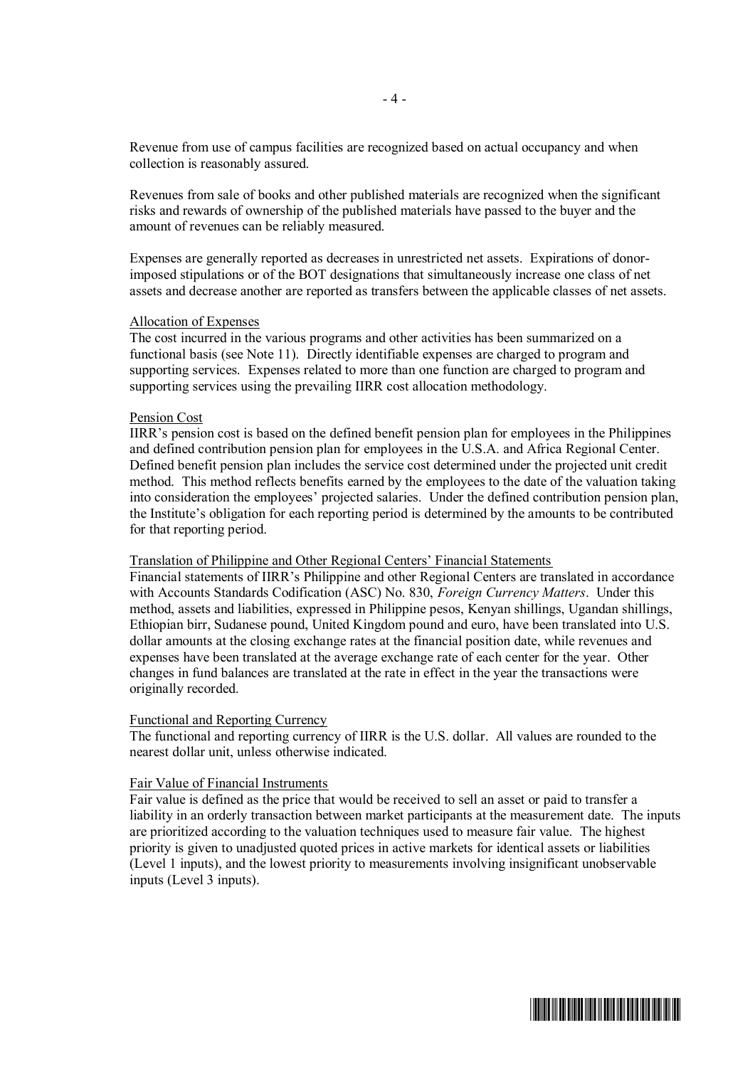Revenue from use of campus facilities are recognized based on actual occupancy and when collection is reasonably assured.

Revenues from sale of books and other published materials are recognized when the significant risks and rewards of ownership of the published materials have passed to the buyer and the amount of revenues can be reliably measured.

Expenses are generally reported as decreases in unrestricted net assets. Expirations of donor-imposed stipulations or of the BOT designations that simultaneously increase one class of net assets and decrease another are reported as transfers between the applicable classes of net assets.

Allocation of Expenses

The cost incurred in the various programs and other activities has been summarized on a functional basis (see Note 11). Directly identifiable expenses are charged to program and supporting services. Expenses related to more than one function are charged to program and supporting services using the prevailing IIRR cost allocation methodology.

Pension Cost

IIRR's pension cost is based on the defined benefit pension plan for employees in the Philippines and defined contribution pension plan for employees in the U.S.A. and Africa Regional Center. Defined benefit pension plan includes the service cost determined under the projected unit credit method. This method reflects benefits earned by the employees to the date of the valuation taking into consideration the employees' projected salaries. Under the defined contribution pension plan, the Institute's obligation for each reporting period is determined by the amounts to be contributed for that reporting period.

Translation of Philippine and Other Regional Centers' Financial Statements

Financial statements of IIRR's Philippine and other Regional Centers are translated in accordance with Accounts Standards Codification (ASC) No. 830, *Foreign Currency Matters*. Under this method, assets and liabilities, expressed in Philippine pesos, Kenyan shillings, Ugandan shillings, Ethiopian birr, Sudanese pound, United Kingdom pound and euro, have been translated into U.S. dollar amounts at the closing exchange rates at the financial position date, while revenues and expenses have been translated at the average exchange rate of each center for the year. Other changes in fund balances are translated at the rate in effect in the year the transactions were originally recorded.

Functional and Reporting Currency

The functional and reporting currency of IIRR is the U.S. dollar. All values are rounded to the nearest dollar unit, unless otherwise indicated.

Fair Value of Financial Instruments

Fair value is defined as the price that would be received to sell an asset or paid to transfer a liability in an orderly transaction between market participants at the measurement date. The inputs are prioritized according to the valuation techniques used to measure fair value. The highest priority is given to unadjusted quoted prices in active markets for identical assets or liabilities (Level 1 inputs), and the lowest priority to measurements involving insignificant unobservable inputs (Level 3 inputs).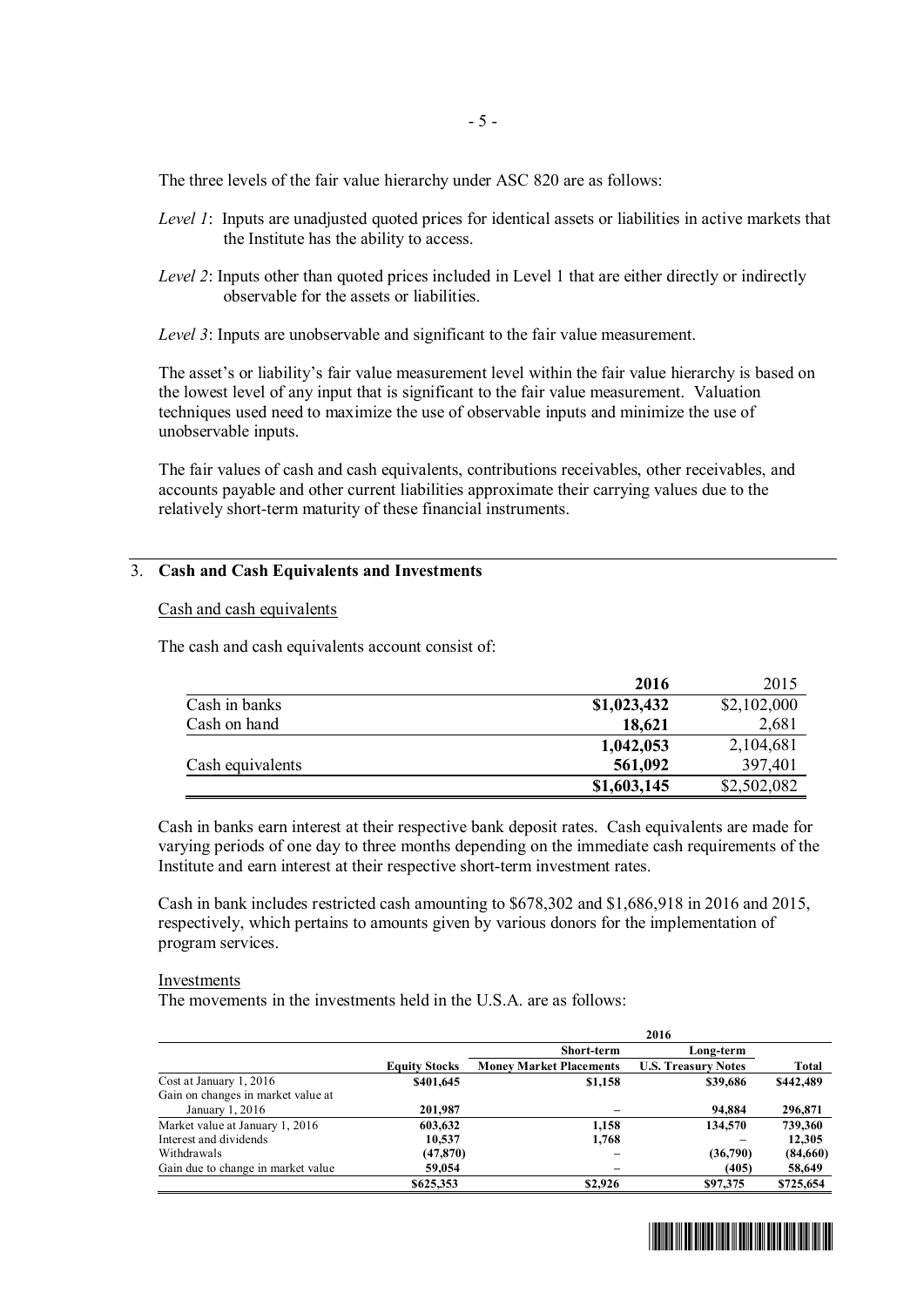The three levels of the fair value hierarchy under ASC 820 are as follows:

*Level 1*: Inputs are unadjusted quoted prices for identical assets or liabilities in active markets that the Institute has the ability to access.

*Level 2*: Inputs other than quoted prices included in Level 1 that are either directly or indirectly observable for the assets or liabilities.

*Level 3*: Inputs are unobservable and significant to the fair value measurement.

The asset's or liability's fair value measurement level within the fair value hierarchy is based on the lowest level of any input that is significant to the fair value measurement. Valuation techniques used need to maximize the use of observable inputs and minimize the use of unobservable inputs.

The fair values of cash and cash equivalents, contributions receivables, other receivables, and accounts payable and other current liabilities approximate their carrying values due to the relatively short-term maturity of these financial instruments.

## 3. Cash and Cash Equivalents and Investments

Cash and cash equivalents

The cash and cash equivalents account consist of:

| | **2016** | 2015 |
|---|---|---|
| Cash in banks | **$1,023,432** | $2,102,000 |
| Cash on hand | **18,621** | 2,681 |
| | **1,042,053** | 2,104,681 |
| Cash equivalents | **561,092** | 397,401 |
| | **$1,603,145** | $2,502,082 |

Cash in banks earn interest at their respective bank deposit rates. Cash equivalents are made for varying periods of one day to three months depending on the immediate cash requirements of the Institute and earn interest at their respective short-term investment rates.

Cash in bank includes restricted cash amounting to $678,302 and $1,686,918 in 2016 and 2015, respectively, which pertains to amounts given by various donors for the implementation of program services.

Investments

The movements in the investments held in the U.S.A. are as follows:

| | **2016** | | | |
|---|---|---|---|---|
| | **Equity Stocks** | **Short-term Money Market Placements** | **Long-term U.S. Treasury Notes** | **Total** |
| Cost at January 1, 2016 | **$401,645** | **$1,158** | **$39,686** | **$442,489** |
| Gain on changes in market value at January 1, 2016 | **201,987** | **–** | **94,884** | **296,871** |
| Market value at January 1, 2016 | **603,632** | **1,158** | **134,570** | **739,360** |
| Interest and dividends | **10,537** | **1,768** | **–** | **12,305** |
| Withdrawals | **(47,870)** | **–** | **(36,790)** | **(84,660)** |
| Gain due to change in market value | **59,054** | **–** | **(405)** | **58,649** |
| | **$625,353** | **$2,926** | **$97,375** | **$725,654** |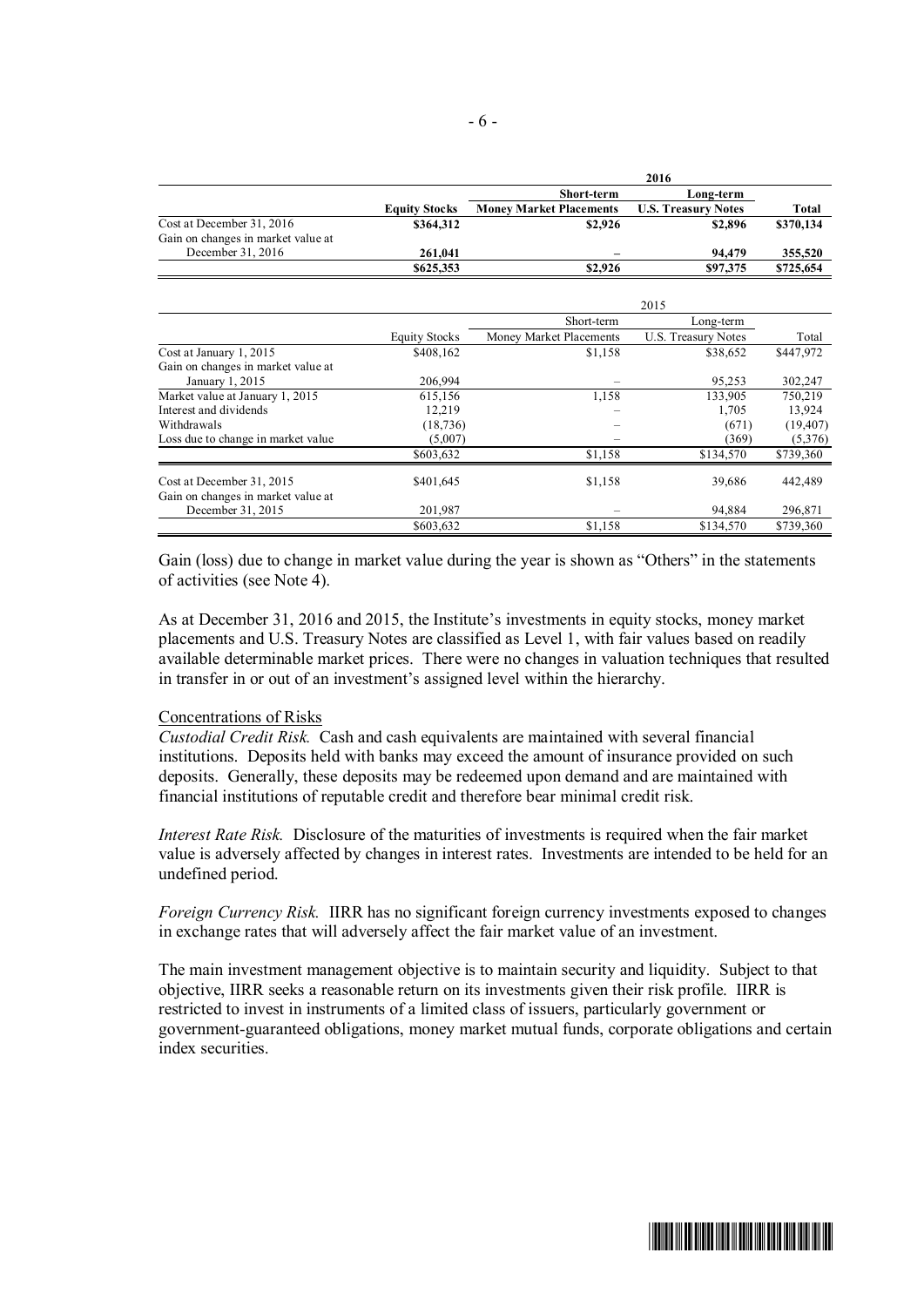| | 2016 | | | |
|---|---|---|---|---|
| | **Equity Stocks** | **Short-term Money Market Placements** | **Long-term U.S. Treasury Notes** | **Total** |
| Cost at December 31, 2016 | **$364,312** | **$2,926** | **$2,896** | **$370,134** |
| Gain on changes in market value at December 31, 2016 | **261,041** | **–** | **94,479** | **355,520** |
| | **$625,353** | **$2,926** | **$97,375** | **$725,654** |

| | 2015 | | | |
|---|---|---|---|---|
| | Equity Stocks | Short-term Money Market Placements | Long-term U.S. Treasury Notes | Total |
| Cost at January 1, 2015 | $408,162 | $1,158 | $38,652 | $447,972 |
| Gain on changes in market value at January 1, 2015 | 206,994 | – | 95,253 | 302,247 |
| Market value at January 1, 2015 | 615,156 | 1,158 | 133,905 | 750,219 |
| Interest and dividends | 12,219 | – | 1,705 | 13,924 |
| Withdrawals | (18,736) | – | (671) | (19,407) |
| Loss due to change in market value | (5,007) | – | (369) | (5,376) |
| | $603,632 | $1,158 | $134,570 | $739,360 |
| Cost at December 31, 2015 | $401,645 | $1,158 | 39,686 | 442,489 |
| Gain on changes in market value at December 31, 2015 | 201,987 | – | 94,884 | 296,871 |
| | $603,632 | $1,158 | $134,570 | $739,360 |

Gain (loss) due to change in market value during the year is shown as "Others" in the statements of activities (see Note 4).

As at December 31, 2016 and 2015, the Institute's investments in equity stocks, money market placements and U.S. Treasury Notes are classified as Level 1, with fair values based on readily available determinable market prices. There were no changes in valuation techniques that resulted in transfer in or out of an investment's assigned level within the hierarchy.

Concentrations of Risks

*Custodial Credit Risk.* Cash and cash equivalents are maintained with several financial institutions. Deposits held with banks may exceed the amount of insurance provided on such deposits. Generally, these deposits may be redeemed upon demand and are maintained with financial institutions of reputable credit and therefore bear minimal credit risk.

*Interest Rate Risk.* Disclosure of the maturities of investments is required when the fair market value is adversely affected by changes in interest rates. Investments are intended to be held for an undefined period.

*Foreign Currency Risk.* IIRR has no significant foreign currency investments exposed to changes in exchange rates that will adversely affect the fair market value of an investment.

The main investment management objective is to maintain security and liquidity. Subject to that objective, IIRR seeks a reasonable return on its investments given their risk profile. IIRR is restricted to invest in instruments of a limited class of issuers, particularly government or government-guaranteed obligations, money market mutual funds, corporate obligations and certain index securities.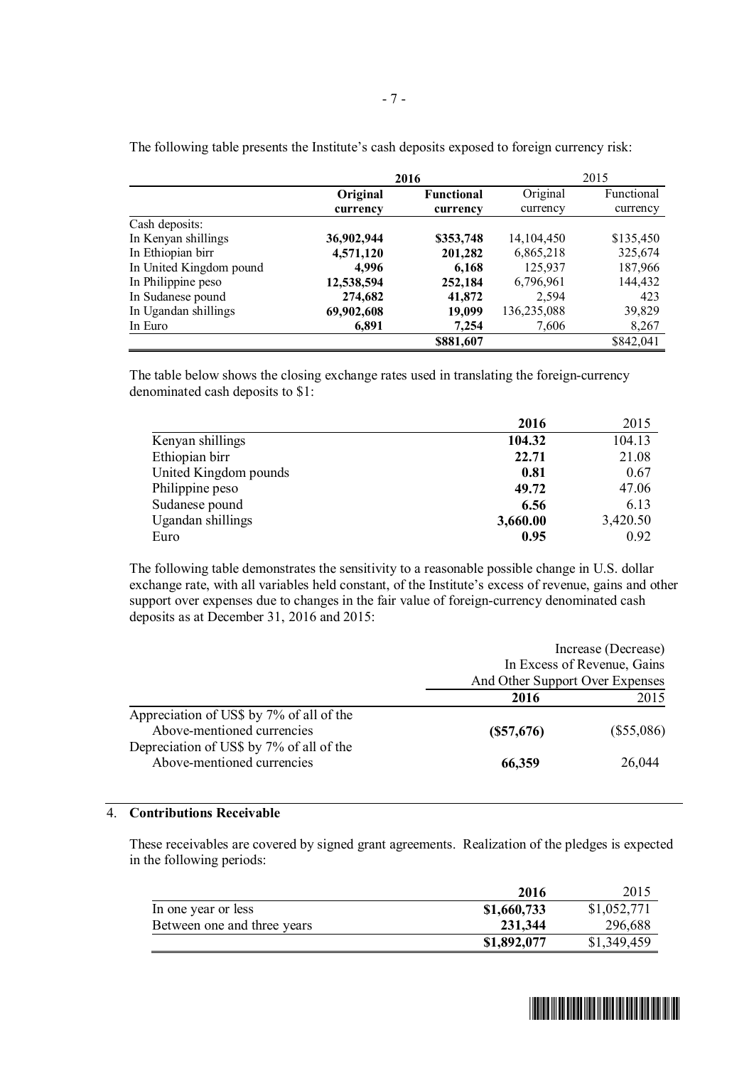The following table presents the Institute's cash deposits exposed to foreign currency risk:

| | **2016** | | 2015 | |
|---|---|---|---|---|
| | **Original currency** | **Functional currency** | Original currency | Functional currency |
| Cash deposits: | | | | |
| In Kenyan shillings | **36,902,944** | **$353,748** | 14,104,450 | $135,450 |
| In Ethiopian birr | **4,571,120** | **201,282** | 6,865,218 | 325,674 |
| In United Kingdom pound | **4,996** | **6,168** | 125,937 | 187,966 |
| In Philippine peso | **12,538,594** | **252,184** | 6,796,961 | 144,432 |
| In Sudanese pound | **274,682** | **41,872** | 2,594 | 423 |
| In Ugandan shillings | **69,902,608** | **19,099** | 136,235,088 | 39,829 |
| In Euro | **6,891** | **7,254** | 7,606 | 8,267 |
| | | **$881,607** | | $842,041 |

The table below shows the closing exchange rates used in translating the foreign-currency denominated cash deposits to $1:

| | **2016** | 2015 |
|---|---|---|
| Kenyan shillings | **104.32** | 104.13 |
| Ethiopian birr | **22.71** | 21.08 |
| United Kingdom pounds | **0.81** | 0.67 |
| Philippine peso | **49.72** | 47.06 |
| Sudanese pound | **6.56** | 6.13 |
| Ugandan shillings | **3,660.00** | 3,420.50 |
| Euro | **0.95** | 0.92 |

The following table demonstrates the sensitivity to a reasonable possible change in U.S. dollar exchange rate, with all variables held constant, of the Institute's excess of revenue, gains and other support over expenses due to changes in the fair value of foreign-currency denominated cash deposits as at December 31, 2016 and 2015:

| | Increase (Decrease) In Excess of Revenue, Gains And Other Support Over Expenses | |
|---|---|---|
| | **2016** | 2015 |
| Appreciation of US$ by 7% of all of the Above-mentioned currencies | **($57,676)** | ($55,086) |
| Depreciation of US$ by 7% of all of the Above-mentioned currencies | **66,359** | 26,044 |

## 4. Contributions Receivable

These receivables are covered by signed grant agreements. Realization of the pledges is expected in the following periods:

| | **2016** | 2015 |
|---|---|---|
| In one year or less | **$1,660,733** | $1,052,771 |
| Between one and three years | **231,344** | 296,688 |
| | **$1,892,077** | $1,349,459 |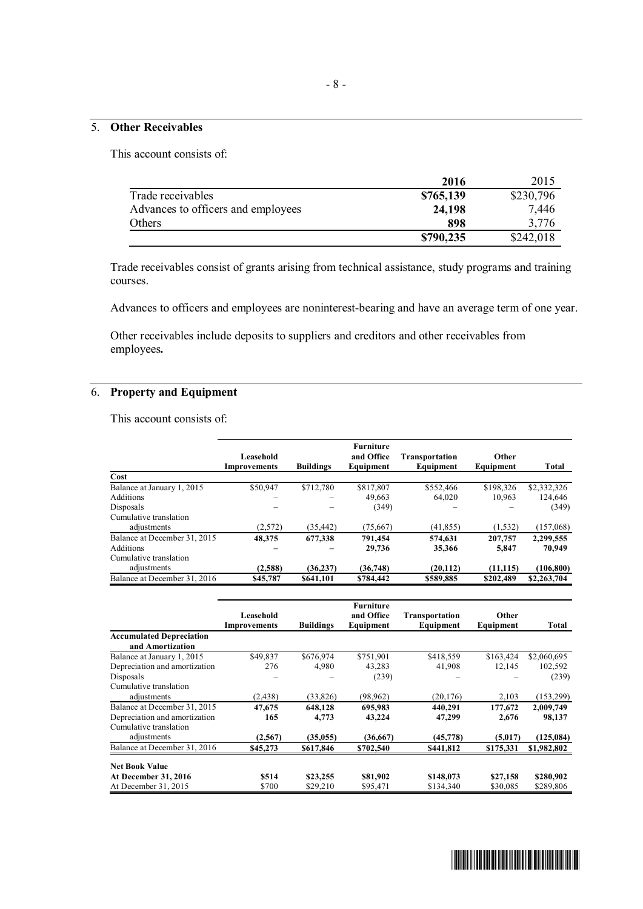## 5. **Other Receivables**

This account consists of:

| | **2016** | 2015 |
|---|---|---|
| Trade receivables | **\$765,139** | \$230,796 |
| Advances to officers and employees | **24,198** | 7,446 |
| Others | **898** | 3,776 |
| | **\$790,235** | \$242,018 |

Trade receivables consist of grants arising from technical assistance, study programs and training courses.

Advances to officers and employees are noninterest-bearing and have an average term of one year.

Other receivables include deposits to suppliers and creditors and other receivables from employees**.**

## 6. **Property and Equipment**

This account consists of:

| | **Leasehold Improvements** | **Buildings** | **Furniture and Office Equipment** | **Transportation Equipment** | **Other Equipment** | **Total** |
|---|---|---|---|---|---|---|
| **Cost** | | | | | | |
| Balance at January 1, 2015 | \$50,947 | \$712,780 | \$817,807 | \$552,466 | \$198,326 | \$2,332,326 |
| Additions | – | – | 49,663 | 64,020 | 10,963 | 124,646 |
| Disposals | – | – | (349) | – | – | (349) |
| Cumulative translation adjustments | (2,572) | (35,442) | (75,667) | (41,855) | (1,532) | (157,068) |
| Balance at December 31, 2015 | **48,375** | **677,338** | **791,454** | **574,631** | **207,757** | **2,299,555** |
| Additions | **–** | **–** | **29,736** | **35,366** | **5,847** | **70,949** |
| Cumulative translation adjustments | **(2,588)** | **(36,237)** | **(36,748)** | **(20,112)** | **(11,115)** | **(106,800)** |
| Balance at December 31, 2016 | **\$45,787** | **\$641,101** | **\$784,442** | **\$589,885** | **\$202,489** | **\$2,263,704** |

| | **Leasehold Improvements** | **Buildings** | **Furniture and Office Equipment** | **Transportation Equipment** | **Other Equipment** | **Total** |
|---|---|---|---|---|---|---|
| **Accumulated Depreciation and Amortization** | | | | | | |
| Balance at January 1, 2015 | \$49,837 | \$676,974 | \$751,901 | \$418,559 | \$163,424 | \$2,060,695 |
| Depreciation and amortization | 276 | 4,980 | 43,283 | 41,908 | 12,145 | 102,592 |
| Disposals | – | – | (239) | – | – | (239) |
| Cumulative translation adjustments | (2,438) | (33,826) | (98,962) | (20,176) | 2,103 | (153,299) |
| Balance at December 31, 2015 | **47,675** | **648,128** | **695,983** | **440,291** | **177,672** | **2,009,749** |
| Depreciation and amortization | **165** | **4,773** | **43,224** | **47,299** | **2,676** | **98,137** |
| Cumulative translation adjustments | **(2,567)** | **(35,055)** | **(36,667)** | **(45,778)** | **(5,017)** | **(125,084)** |
| Balance at December 31, 2016 | **\$45,273** | **\$617,846** | **\$702,540** | **\$441,812** | **\$175,331** | **\$1,982,802** |
| **Net Book Value** | | | | | | |
| **At December 31, 2016** | **\$514** | **\$23,255** | **\$81,902** | **\$148,073** | **\$27,158** | **\$280,902** |
| At December 31, 2015 | \$700 | \$29,210 | \$95,471 | \$134,340 | \$30,085 | \$289,806 |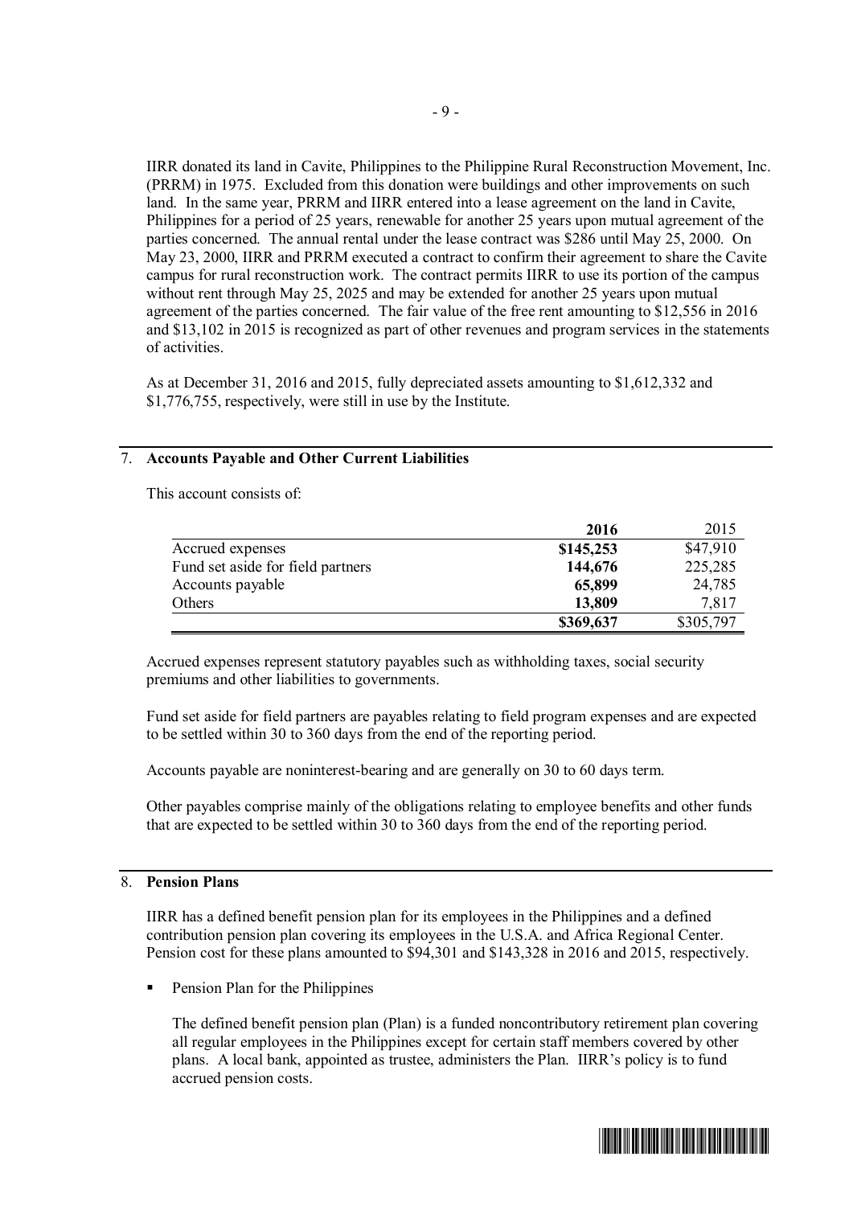IIRR donated its land in Cavite, Philippines to the Philippine Rural Reconstruction Movement, Inc. (PRRM) in 1975. Excluded from this donation were buildings and other improvements on such land. In the same year, PRRM and IIRR entered into a lease agreement on the land in Cavite, Philippines for a period of 25 years, renewable for another 25 years upon mutual agreement of the parties concerned. The annual rental under the lease contract was $286 until May 25, 2000. On May 23, 2000, IIRR and PRRM executed a contract to confirm their agreement to share the Cavite campus for rural reconstruction work. The contract permits IIRR to use its portion of the campus without rent through May 25, 2025 and may be extended for another 25 years upon mutual agreement of the parties concerned. The fair value of the free rent amounting to $12,556 in 2016 and $13,102 in 2015 is recognized as part of other revenues and program services in the statements of activities.

As at December 31, 2016 and 2015, fully depreciated assets amounting to $1,612,332 and $1,776,755, respectively, were still in use by the Institute.

## 7. Accounts Payable and Other Current Liabilities

This account consists of:

| | **2016** | 2015 |
|---|---|---|
| Accrued expenses | **$145,253** | $47,910 |
| Fund set aside for field partners | **144,676** | 225,285 |
| Accounts payable | **65,899** | 24,785 |
| Others | **13,809** | 7,817 |
| | **$369,637** | $305,797 |

Accrued expenses represent statutory payables such as withholding taxes, social security premiums and other liabilities to governments.

Fund set aside for field partners are payables relating to field program expenses and are expected to be settled within 30 to 360 days from the end of the reporting period.

Accounts payable are noninterest-bearing and are generally on 30 to 60 days term.

Other payables comprise mainly of the obligations relating to employee benefits and other funds that are expected to be settled within 30 to 360 days from the end of the reporting period.

## 8. Pension Plans

IIRR has a defined benefit pension plan for its employees in the Philippines and a defined contribution pension plan covering its employees in the U.S.A. and Africa Regional Center. Pension cost for these plans amounted to $94,301 and $143,328 in 2016 and 2015, respectively.

- Pension Plan for the Philippines

  The defined benefit pension plan (Plan) is a funded noncontributory retirement plan covering all regular employees in the Philippines except for certain staff members covered by other plans. A local bank, appointed as trustee, administers the Plan. IIRR's policy is to fund accrued pension costs.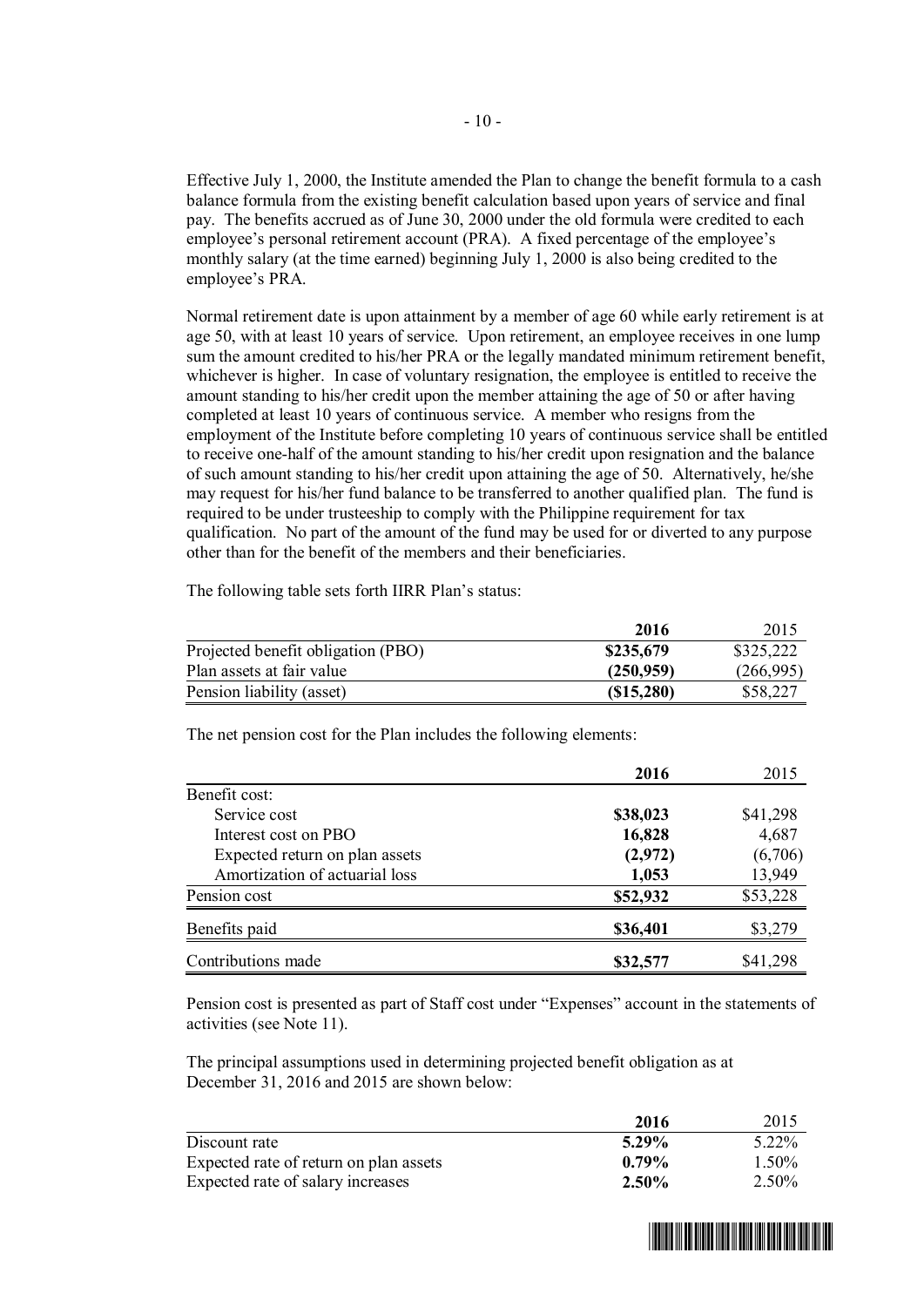Effective July 1, 2000, the Institute amended the Plan to change the benefit formula to a cash balance formula from the existing benefit calculation based upon years of service and final pay. The benefits accrued as of June 30, 2000 under the old formula were credited to each employee's personal retirement account (PRA). A fixed percentage of the employee's monthly salary (at the time earned) beginning July 1, 2000 is also being credited to the employee's PRA.

Normal retirement date is upon attainment by a member of age 60 while early retirement is at age 50, with at least 10 years of service. Upon retirement, an employee receives in one lump sum the amount credited to his/her PRA or the legally mandated minimum retirement benefit, whichever is higher. In case of voluntary resignation, the employee is entitled to receive the amount standing to his/her credit upon the member attaining the age of 50 or after having completed at least 10 years of continuous service. A member who resigns from the employment of the Institute before completing 10 years of continuous service shall be entitled to receive one-half of the amount standing to his/her credit upon resignation and the balance of such amount standing to his/her credit upon attaining the age of 50. Alternatively, he/she may request for his/her fund balance to be transferred to another qualified plan. The fund is required to be under trusteeship to comply with the Philippine requirement for tax qualification. No part of the amount of the fund may be used for or diverted to any purpose other than for the benefit of the members and their beneficiaries.

The following table sets forth IIRR Plan's status:

| | **2016** | 2015 |
|---|---|---|
| Projected benefit obligation (PBO) | **$235,679** | $325,222 |
| Plan assets at fair value | **(250,959)** | (266,995) |
| Pension liability (asset) | **($15,280)** | $58,227 |

The net pension cost for the Plan includes the following elements:

| | **2016** | 2015 |
|---|---|---|
| Benefit cost: | | |
| Service cost | **$38,023** | $41,298 |
| Interest cost on PBO | **16,828** | 4,687 |
| Expected return on plan assets | **(2,972)** | (6,706) |
| Amortization of actuarial loss | **1,053** | 13,949 |
| Pension cost | **$52,932** | $53,228 |
| Benefits paid | **$36,401** | $3,279 |
| Contributions made | **$32,577** | $41,298 |

Pension cost is presented as part of Staff cost under "Expenses" account in the statements of activities (see Note 11).

The principal assumptions used in determining projected benefit obligation as at December 31, 2016 and 2015 are shown below:

| | **2016** | 2015 |
|---|---|---|
| Discount rate | **5.29%** | 5.22% |
| Expected rate of return on plan assets | **0.79%** | 1.50% |
| Expected rate of salary increases | **2.50%** | 2.50% |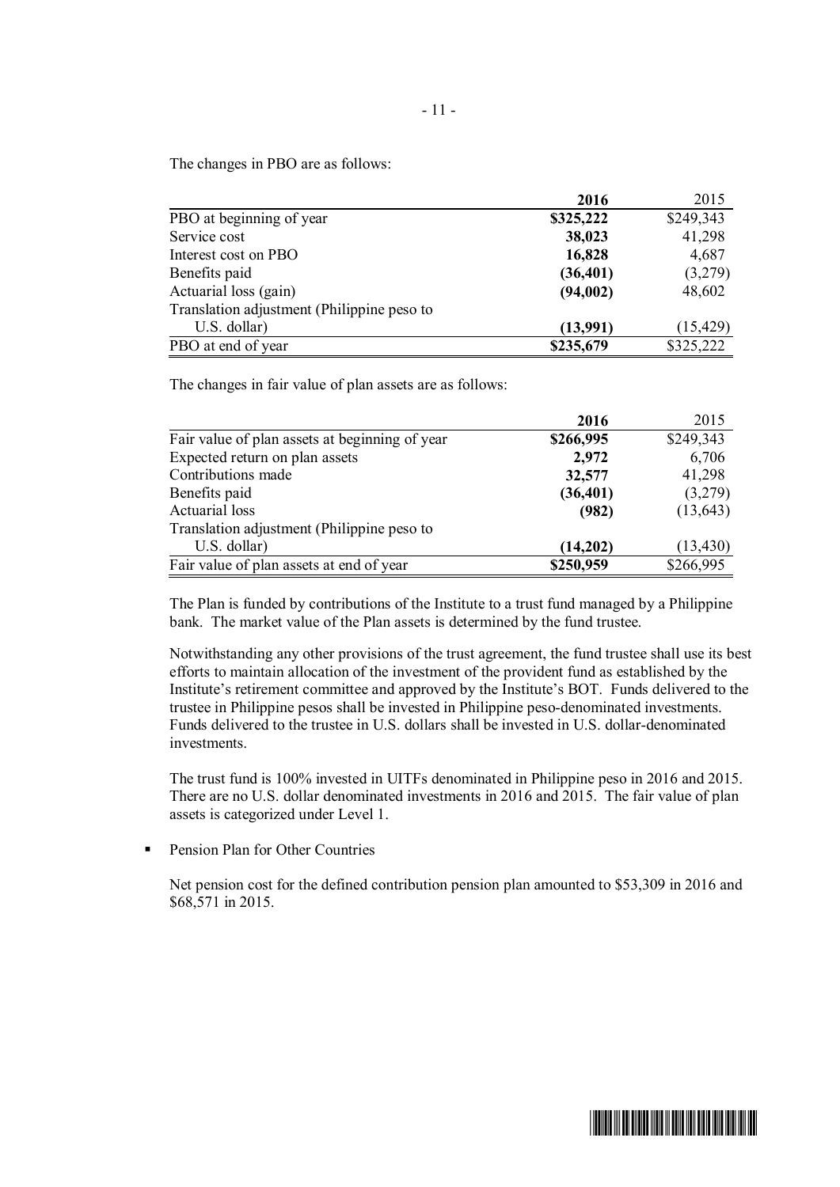The changes in PBO are as follows:

| | **2016** | 2015 |
|---|---|---|
| PBO at beginning of year | **$325,222** | $249,343 |
| Service cost | **38,023** | 41,298 |
| Interest cost on PBO | **16,828** | 4,687 |
| Benefits paid | **(36,401)** | (3,279) |
| Actuarial loss (gain) | **(94,002)** | 48,602 |
| Translation adjustment (Philippine peso to U.S. dollar) | **(13,991)** | (15,429) |
| PBO at end of year | **$235,679** | $325,222 |

The changes in fair value of plan assets are as follows:

| | **2016** | 2015 |
|---|---|---|
| Fair value of plan assets at beginning of year | **$266,995** | $249,343 |
| Expected return on plan assets | **2,972** | 6,706 |
| Contributions made | **32,577** | 41,298 |
| Benefits paid | **(36,401)** | (3,279) |
| Actuarial loss | **(982)** | (13,643) |
| Translation adjustment (Philippine peso to U.S. dollar) | **(14,202)** | (13,430) |
| Fair value of plan assets at end of year | **$250,959** | $266,995 |

The Plan is funded by contributions of the Institute to a trust fund managed by a Philippine bank. The market value of the Plan assets is determined by the fund trustee.

Notwithstanding any other provisions of the trust agreement, the fund trustee shall use its best efforts to maintain allocation of the investment of the provident fund as established by the Institute's retirement committee and approved by the Institute's BOT. Funds delivered to the trustee in Philippine pesos shall be invested in Philippine peso-denominated investments. Funds delivered to the trustee in U.S. dollars shall be invested in U.S. dollar-denominated investments.

The trust fund is 100% invested in UITFs denominated in Philippine peso in 2016 and 2015. There are no U.S. dollar denominated investments in 2016 and 2015. The fair value of plan assets is categorized under Level 1.

- Pension Plan for Other Countries

  Net pension cost for the defined contribution pension plan amounted to $53,309 in 2016 and $68,571 in 2015.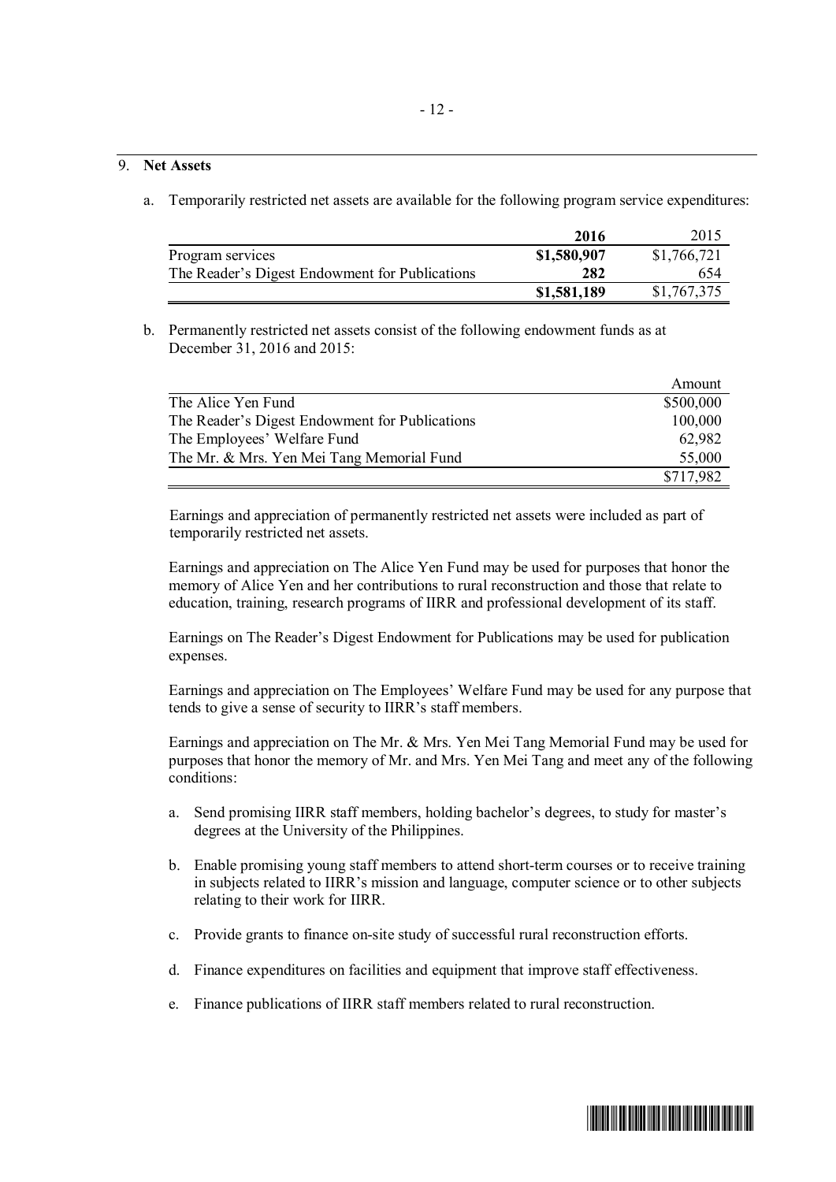9. **Net Assets**

a. Temporarily restricted net assets are available for the following program service expenditures:

| | **2016** | 2015 |
|---|---|---|
| Program services | **$1,580,907** | $1,766,721 |
| The Reader's Digest Endowment for Publications | **282** | 654 |
| | **$1,581,189** | $1,767,375 |

b. Permanently restricted net assets consist of the following endowment funds as at December 31, 2016 and 2015:

| | Amount |
|---|---|
| The Alice Yen Fund | $500,000 |
| The Reader's Digest Endowment for Publications | 100,000 |
| The Employees' Welfare Fund | 62,982 |
| The Mr. & Mrs. Yen Mei Tang Memorial Fund | 55,000 |
| | $717,982 |

Earnings and appreciation of permanently restricted net assets were included as part of temporarily restricted net assets.

Earnings and appreciation on The Alice Yen Fund may be used for purposes that honor the memory of Alice Yen and her contributions to rural reconstruction and those that relate to education, training, research programs of IIRR and professional development of its staff.

Earnings on The Reader's Digest Endowment for Publications may be used for publication expenses.

Earnings and appreciation on The Employees' Welfare Fund may be used for any purpose that tends to give a sense of security to IIRR's staff members.

Earnings and appreciation on The Mr. & Mrs. Yen Mei Tang Memorial Fund may be used for purposes that honor the memory of Mr. and Mrs. Yen Mei Tang and meet any of the following conditions:

a. Send promising IIRR staff members, holding bachelor's degrees, to study for master's degrees at the University of the Philippines.

b. Enable promising young staff members to attend short-term courses or to receive training in subjects related to IIRR's mission and language, computer science or to other subjects relating to their work for IIRR.

c. Provide grants to finance on-site study of successful rural reconstruction efforts.

d. Finance expenditures on facilities and equipment that improve staff effectiveness.

e. Finance publications of IIRR staff members related to rural reconstruction.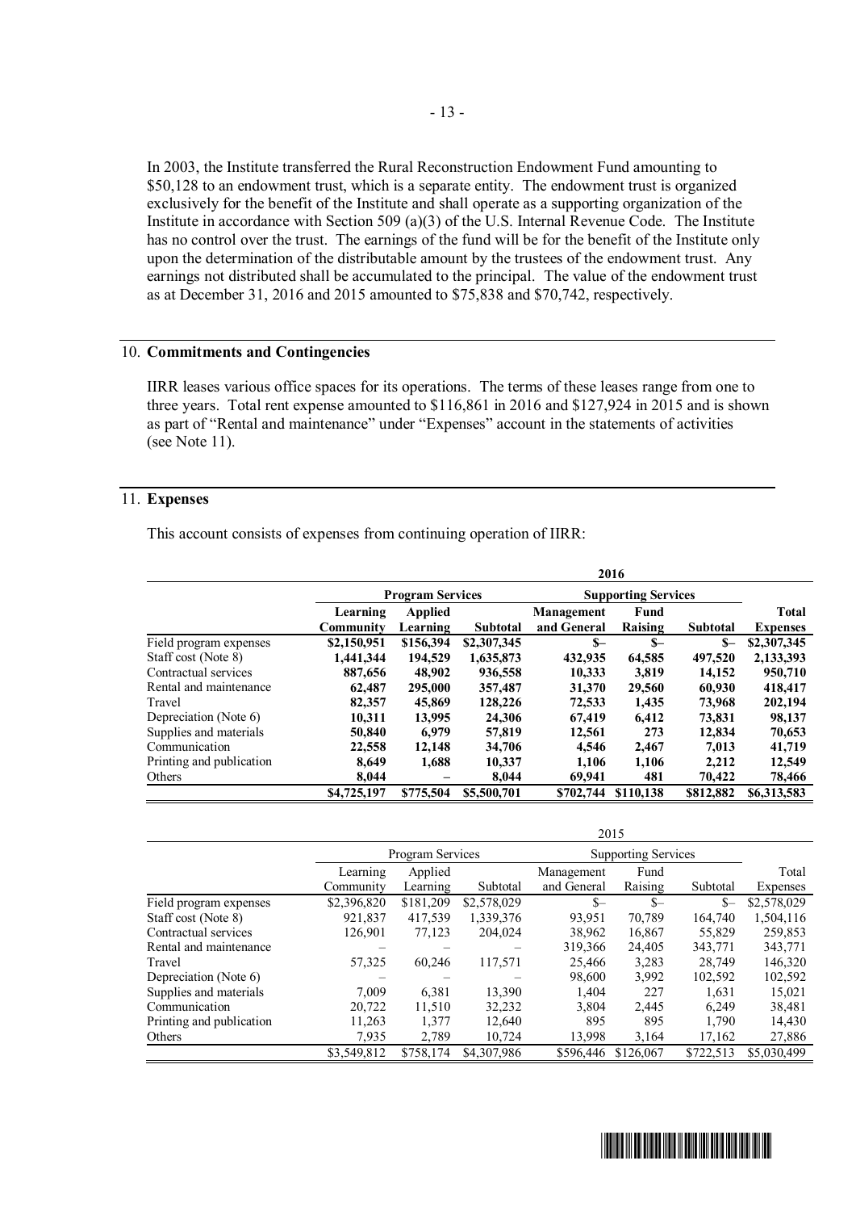In 2003, the Institute transferred the Rural Reconstruction Endowment Fund amounting to $50,128 to an endowment trust, which is a separate entity. The endowment trust is organized exclusively for the benefit of the Institute and shall operate as a supporting organization of the Institute in accordance with Section 509 (a)(3) of the U.S. Internal Revenue Code. The Institute has no control over the trust. The earnings of the fund will be for the benefit of the Institute only upon the determination of the distributable amount by the trustees of the endowment trust. Any earnings not distributed shall be accumulated to the principal. The value of the endowment trust as at December 31, 2016 and 2015 amounted to $75,838 and $70,742, respectively.

## 10. Commitments and Contingencies

IIRR leases various office spaces for its operations. The terms of these leases range from one to three years. Total rent expense amounted to $116,861 in 2016 and $127,924 in 2015 and is shown as part of "Rental and maintenance" under "Expenses" account in the statements of activities (see Note 11).

## 11. Expenses

This account consists of expenses from continuing operation of IIRR:

| | 2016 | | | | | | |
|---|---|---|---|---|---|---|---|
| | **Program Services** | | | **Supporting Services** | | | |
| | **Learning Community** | **Applied Learning** | **Subtotal** | **Management and General** | **Fund Raising** | **Subtotal** | **Total Expenses** |
| Field program expenses | **$2,150,951** | **$156,394** | **$2,307,345** | **$–** | **$–** | **$–** | **$2,307,345** |
| Staff cost (Note 8) | **1,441,344** | **194,529** | **1,635,873** | **432,935** | **64,585** | **497,520** | **2,133,393** |
| Contractual services | **887,656** | **48,902** | **936,558** | **10,333** | **3,819** | **14,152** | **950,710** |
| Rental and maintenance | **62,487** | **295,000** | **357,487** | **31,370** | **29,560** | **60,930** | **418,417** |
| Travel | **82,357** | **45,869** | **128,226** | **72,533** | **1,435** | **73,968** | **202,194** |
| Depreciation (Note 6) | **10,311** | **13,995** | **24,306** | **67,419** | **6,412** | **73,831** | **98,137** |
| Supplies and materials | **50,840** | **6,979** | **57,819** | **12,561** | **273** | **12,834** | **70,653** |
| Communication | **22,558** | **12,148** | **34,706** | **4,546** | **2,467** | **7,013** | **41,719** |
| Printing and publication | **8,649** | **1,688** | **10,337** | **1,106** | **1,106** | **2,212** | **12,549** |
| Others | **8,044** | **–** | **8,044** | **69,941** | **481** | **70,422** | **78,466** |
| | **$4,725,197** | **$775,504** | **$5,500,701** | **$702,744** | **$110,138** | **$812,882** | **$6,313,583** |

| | 2015 | | | | | | |
|---|---|---|---|---|---|---|---|
| | Program Services | | | Supporting Services | | | |
| | Learning Community | Applied Learning | Subtotal | Management and General | Fund Raising | Subtotal | Total Expenses |
| Field program expenses | $2,396,820 | $181,209 | $2,578,029 | $– | $– | $– | $2,578,029 |
| Staff cost (Note 8) | 921,837 | 417,539 | 1,339,376 | 93,951 | 70,789 | 164,740 | 1,504,116 |
| Contractual services | 126,901 | 77,123 | 204,024 | 38,962 | 16,867 | 55,829 | 259,853 |
| Rental and maintenance | – | – | – | 319,366 | 24,405 | 343,771 | 343,771 |
| Travel | 57,325 | 60,246 | 117,571 | 25,466 | 3,283 | 28,749 | 146,320 |
| Depreciation (Note 6) | – | – | – | 98,600 | 3,992 | 102,592 | 102,592 |
| Supplies and materials | 7,009 | 6,381 | 13,390 | 1,404 | 227 | 1,631 | 15,021 |
| Communication | 20,722 | 11,510 | 32,232 | 3,804 | 2,445 | 6,249 | 38,481 |
| Printing and publication | 11,263 | 1,377 | 12,640 | 895 | 895 | 1,790 | 14,430 |
| Others | 7,935 | 2,789 | 10,724 | 13,998 | 3,164 | 17,162 | 27,886 |
| | $3,549,812 | $758,174 | $4,307,986 | $596,446 | $126,067 | $722,513 | $5,030,499 |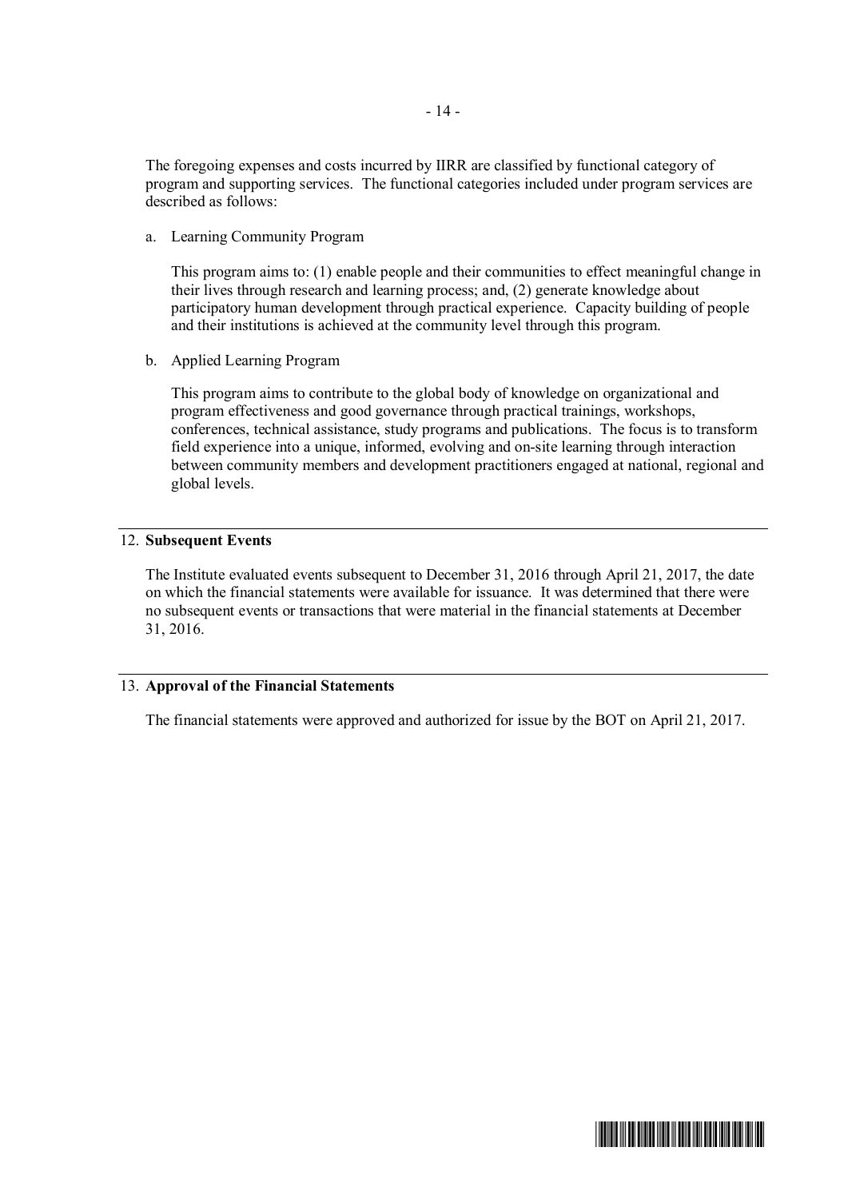The foregoing expenses and costs incurred by IIRR are classified by functional category of program and supporting services. The functional categories included under program services are described as follows:

a. Learning Community Program

   This program aims to: (1) enable people and their communities to effect meaningful change in their lives through research and learning process; and, (2) generate knowledge about participatory human development through practical experience. Capacity building of people and their institutions is achieved at the community level through this program.

b. Applied Learning Program

   This program aims to contribute to the global body of knowledge on organizational and program effectiveness and good governance through practical trainings, workshops, conferences, technical assistance, study programs and publications. The focus is to transform field experience into a unique, informed, evolving and on-site learning through interaction between community members and development practitioners engaged at national, regional and global levels.

## 12. **Subsequent Events**

The Institute evaluated events subsequent to December 31, 2016 through April 21, 2017, the date on which the financial statements were available for issuance. It was determined that there were no subsequent events or transactions that were material in the financial statements at December 31, 2016.

## 13. **Approval of the Financial Statements**

The financial statements were approved and authorized for issue by the BOT on April 21, 2017.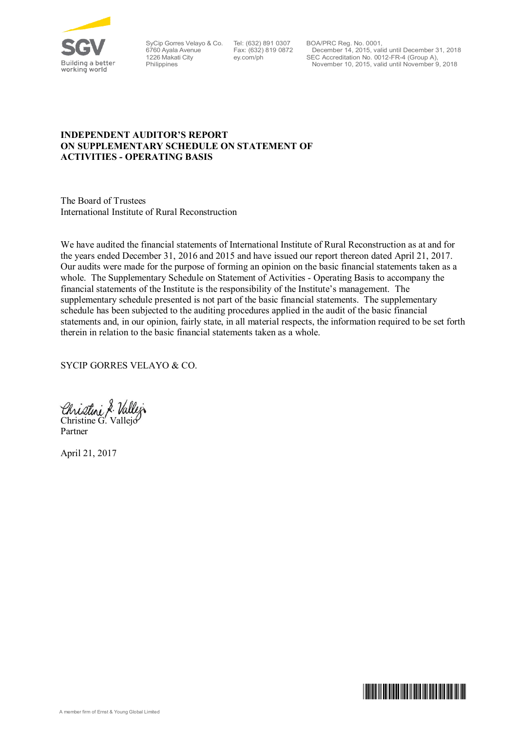SyCip Gorres Velayo & Co.
6760 Ayala Avenue
1226 Makati City
Philippines

Tel: (632) 891 0307
Fax: (632) 819 0872
ey.com/ph

BOA/PRC Reg. No. 0001,
December 14, 2015, valid until December 31, 2018
SEC Accreditation No. 0012-FR-4 (Group A),
November 10, 2015, valid until November 9, 2018

**INDEPENDENT AUDITOR'S REPORT**
**ON SUPPLEMENTARY SCHEDULE ON STATEMENT OF ACTIVITIES - OPERATING BASIS**

The Board of Trustees
International Institute of Rural Reconstruction

We have audited the financial statements of International Institute of Rural Reconstruction as at and for the years ended December 31, 2016 and 2015 and have issued our report thereon dated April 21, 2017. Our audits were made for the purpose of forming an opinion on the basic financial statements taken as a whole. The Supplementary Schedule on Statement of Activities - Operating Basis to accompany the financial statements of the Institute is the responsibility of the Institute's management. The supplementary schedule presented is not part of the basic financial statements. The supplementary schedule has been subjected to the auditing procedures applied in the audit of the basic financial statements and, in our opinion, fairly state, in all material respects, the information required to be set forth therein in relation to the basic financial statements taken as a whole.

SYCIP GORRES VELAYO & CO.

Christine G. Vallejo
Partner

April 21, 2017

A member firm of Ernst & Young Global Limited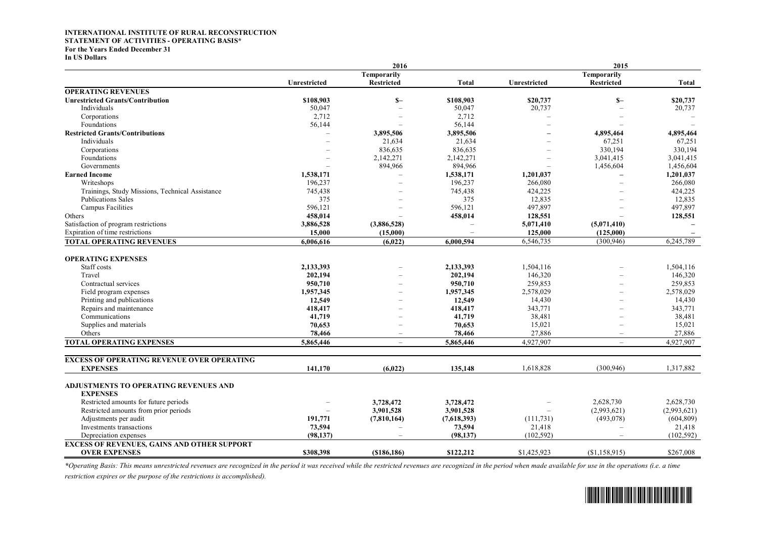**INTERNATIONAL INSTITUTE OF RURAL RECONSTRUCTION**
**STATEMENT OF ACTIVITIES - OPERATING BASIS***
**For the Years Ended December 31**
**In US Dollars**

| | 2016 | | | 2015 | | |
|---|---|---|---|---|---|---|
| | **Unrestricted** | **Temporarily Restricted** | **Total** | **Unrestricted** | **Temporarily Restricted** | **Total** |
| **OPERATING REVENUES** | | | | | | |
| **Unrestricted Grants/Contribution** | **$108,903** | **$–** | **$108,903** | **$20,737** | **$–** | **$20,737** |
| Individuals | 50,047 | – | 50,047 | 20,737 | – | 20,737 |
| Corporations | 2,712 | – | 2,712 | – | – | – |
| Foundations | 56,144 | – | 56,144 | – | – | – |
| **Restricted Grants/Contributions** | – | **3,895,506** | **3,895,506** | **–** | **4,895,464** | **4,895,464** |
| Individuals | – | 21,634 | 21,634 | – | 67,251 | 67,251 |
| Corporations | – | 836,635 | 836,635 | – | 330,194 | 330,194 |
| Foundations | – | 2,142,271 | 2,142,271 | – | 3,041,415 | 3,041,415 |
| Governments | – | 894,966 | 894,966 | – | 1,456,604 | 1,456,604 |
| **Earned Income** | **1,538,171** | – | **1,538,171** | **1,201,037** | **–** | **1,201,037** |
| Writeshops | 196,237 | – | 196,237 | 266,080 | – | 266,080 |
| Trainings, Study Missions, Technical Assistance | 745,438 | – | 745,438 | 424,225 | – | 424,225 |
| Publications Sales | 375 | – | 375 | 12,835 | – | 12,835 |
| Campus Facilities | 596,121 | – | 596,121 | 497,897 | – | 497,897 |
| Others | **458,014** | – | **458,014** | **128,551** | – | **128,551** |
| Satisfaction of program restrictions | **3,886,528** | **(3,886,528)** | – | **5,071,410** | **(5,071,410)** | **–** |
| Expiration of time restrictions | **15,000** | **(15,000)** | – | **125,000** | **(125,000)** | **–** |
| **TOTAL OPERATING REVENUES** | **6,006,616** | **(6,022)** | **6,000,594** | 6,546,735 | (300,946) | 6,245,789 |
| | | | | | | |
| **OPERATING EXPENSES** | | | | | | |
| Staff costs | **2,133,393** | – | **2,133,393** | 1,504,116 | – | 1,504,116 |
| Travel | **202,194** | – | **202,194** | 146,320 | – | 146,320 |
| Contractual services | **950,710** | – | **950,710** | 259,853 | – | 259,853 |
| Field program expenses | **1,957,345** | – | **1,957,345** | 2,578,029 | – | 2,578,029 |
| Printing and publications | **12,549** | – | **12,549** | 14,430 | – | 14,430 |
| Repairs and maintenance | **418,417** | – | **418,417** | 343,771 | – | 343,771 |
| Communications | **41,719** | – | **41,719** | 38,481 | – | 38,481 |
| Supplies and materials | **70,653** | – | **70,653** | 15,021 | – | 15,021 |
| Others | **78,466** | – | **78,466** | 27,886 | – | 27,886 |
| **TOTAL OPERATING EXPENSES** | **5,865,446** | – | **5,865,446** | 4,927,907 | – | 4,927,907 |
| | | | | | | |
| **EXCESS OF OPERATING REVENUE OVER OPERATING EXPENSES** | **141,170** | **(6,022)** | **135,148** | 1,618,828 | (300,946) | 1,317,882 |
| | | | | | | |
| **ADJUSTMENTS TO OPERATING REVENUES AND EXPENSES** | | | | | | |
| Restricted amounts for future periods | – | **3,728,472** | **3,728,472** | – | 2,628,730 | 2,628,730 |
| Restricted amounts from prior periods | – | **3,901,528** | **3,901,528** | – | (2,993,621) | (2,993,621) |
| Adjustments per audit | **191,771** | **(7,810,164)** | **(7,618,393)** | (111,731) | (493,078) | (604,809) |
| Investments transactions | **73,594** | – | **73,594** | 21,418 | – | 21,418 |
| Depreciation expenses | **(98,137)** | – | **(98,137)** | (102,592) | – | (102,592) |
| **EXCESS OF REVENUES, GAINS AND OTHER SUPPORT OVER EXPENSES** | **$308,398** | **($186,186)** | **$122,212** | $1,425,923 | ($1,158,915) | $267,008 |

*\*Operating Basis: This means unrestricted revenues are recognized in the period it was received while the restricted revenues are recognized in the period when made available for use in the operations (i.e. a time restriction expires or the purpose of the restrictions is accomplished).*